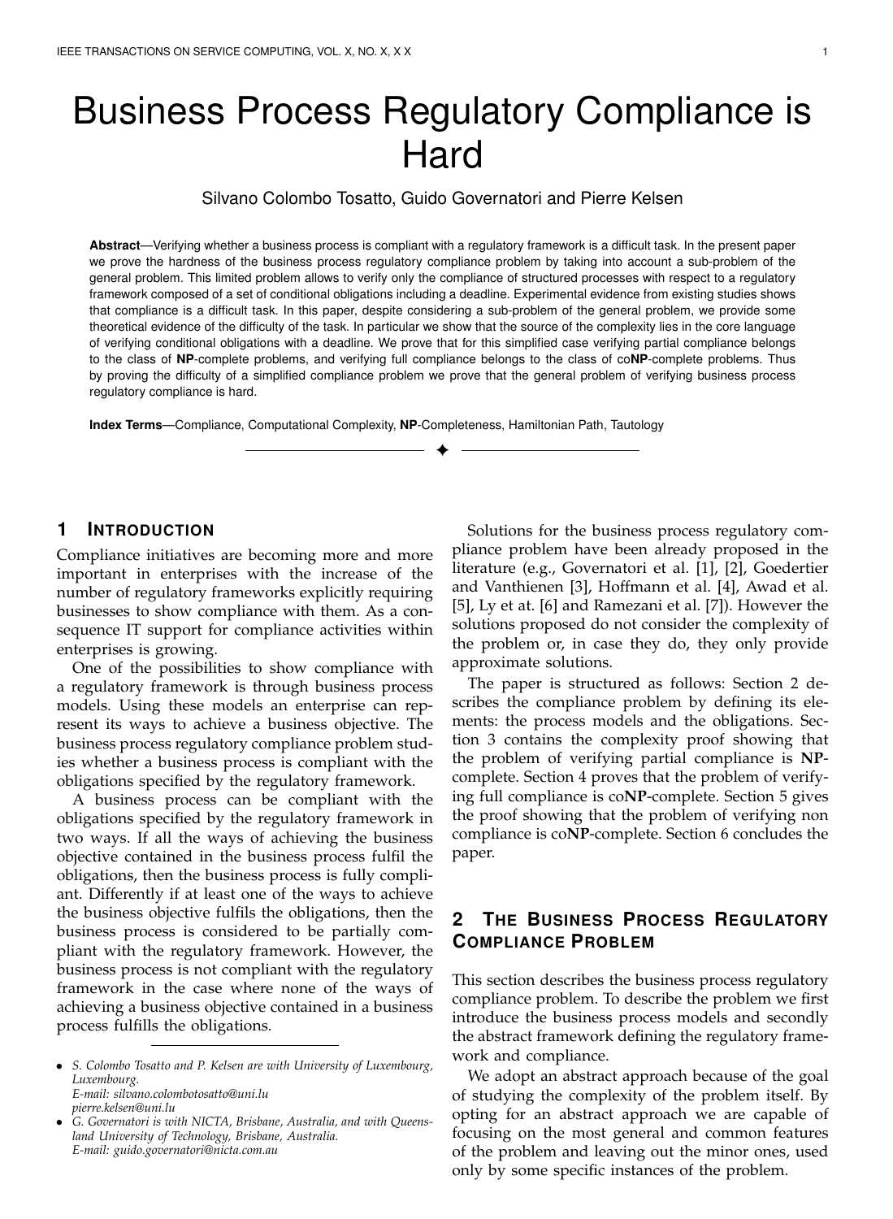# Business Process Regulatory Compliance is Hard

Silvano Colombo Tosatto, Guido Governatori and Pierre Kelsen

**Abstract**—Verifying whether a business process is compliant with a regulatory framework is a difficult task. In the present paper we prove the hardness of the business process regulatory compliance problem by taking into account a sub-problem of the general problem. This limited problem allows to verify only the compliance of structured processes with respect to a regulatory framework composed of a set of conditional obligations including a deadline. Experimental evidence from existing studies shows that compliance is a difficult task. In this paper, despite considering a sub-problem of the general problem, we provide some theoretical evidence of the difficulty of the task. In particular we show that the source of the complexity lies in the core language of verifying conditional obligations with a deadline. We prove that for this simplified case verifying partial compliance belongs to the class of **NP**-complete problems, and verifying full compliance belongs to the class of co**NP**-complete problems. Thus by proving the difficulty of a simplified compliance problem we prove that the general problem of verifying business process regulatory compliance is hard.

**Index Terms**—Compliance, Computational Complexity, **NP**-Completeness, Hamiltonian Path, Tautology

## 1 Introduction

Compliance initiatives are becoming more and more important in enterprises with the increase of the number of regulatory frameworks explicitly requiring businesses to show compliance with them. As a consequence IT support for compliance activities within enterprises is growing.

One of the possibilities to show compliance with a regulatory framework is through business process models. Using these models an enterprise can represent its ways to achieve a business objective. The business process regulatory compliance problem studies whether a business process is compliant with the obligations specified by the regulatory framework.

A business process can be compliant with the obligations specified by the regulatory framework in two ways. If all the ways of achieving the business objective contained in the business process fulfil the obligations, then the business process is fully compliant. Differently if at least one of the ways to achieve the business objective fulfils the obligations, then the business process is considered to be partially compliant with the regulatory framework. However, the business process is not compliant with the regulatory framework in the case where none of the ways of achieving a business objective contained in a business process fulfills the obligations.

- *S. Colombo Tosatto and P. Kelsen are with University of Luxembourg, Luxembourg.*
  *E-mail: silvano.colombotosatto@uni.lu*
  *pierre.kelsen@uni.lu*
- *G. Governatori is with NICTA, Brisbane, Australia, and with Queensland University of Technology, Brisbane, Australia.*
  *E-mail: guido.governatori@nicta.com.au*

Solutions for the business process regulatory compliance problem have been already proposed in the literature (e.g., Governatori et al. [1], [2], Goedertier and Vanthienen [3], Hoffmann et al. [4], Awad et al. [5], Ly et at. [6] and Ramezani et al. [7]). However the solutions proposed do not consider the complexity of the problem or, in case they do, they only provide approximate solutions.

The paper is structured as follows: Section 2 describes the compliance problem by defining its elements: the process models and the obligations. Section 3 contains the complexity proof showing that the problem of verifying partial compliance is **NP**-complete. Section 4 proves that the problem of verifying full compliance is co**NP**-complete. Section 5 gives the proof showing that the problem of verifying non compliance is co**NP**-complete. Section 6 concludes the paper.

## 2 The Business Process Regulatory Compliance Problem

This section describes the business process regulatory compliance problem. To describe the problem we first introduce the business process models and secondly the abstract framework defining the regulatory framework and compliance.

We adopt an abstract approach because of the goal of studying the complexity of the problem itself. By opting for an abstract approach we are capable of focusing on the most general and common features of the problem and leaving out the minor ones, used only by some specific instances of the problem.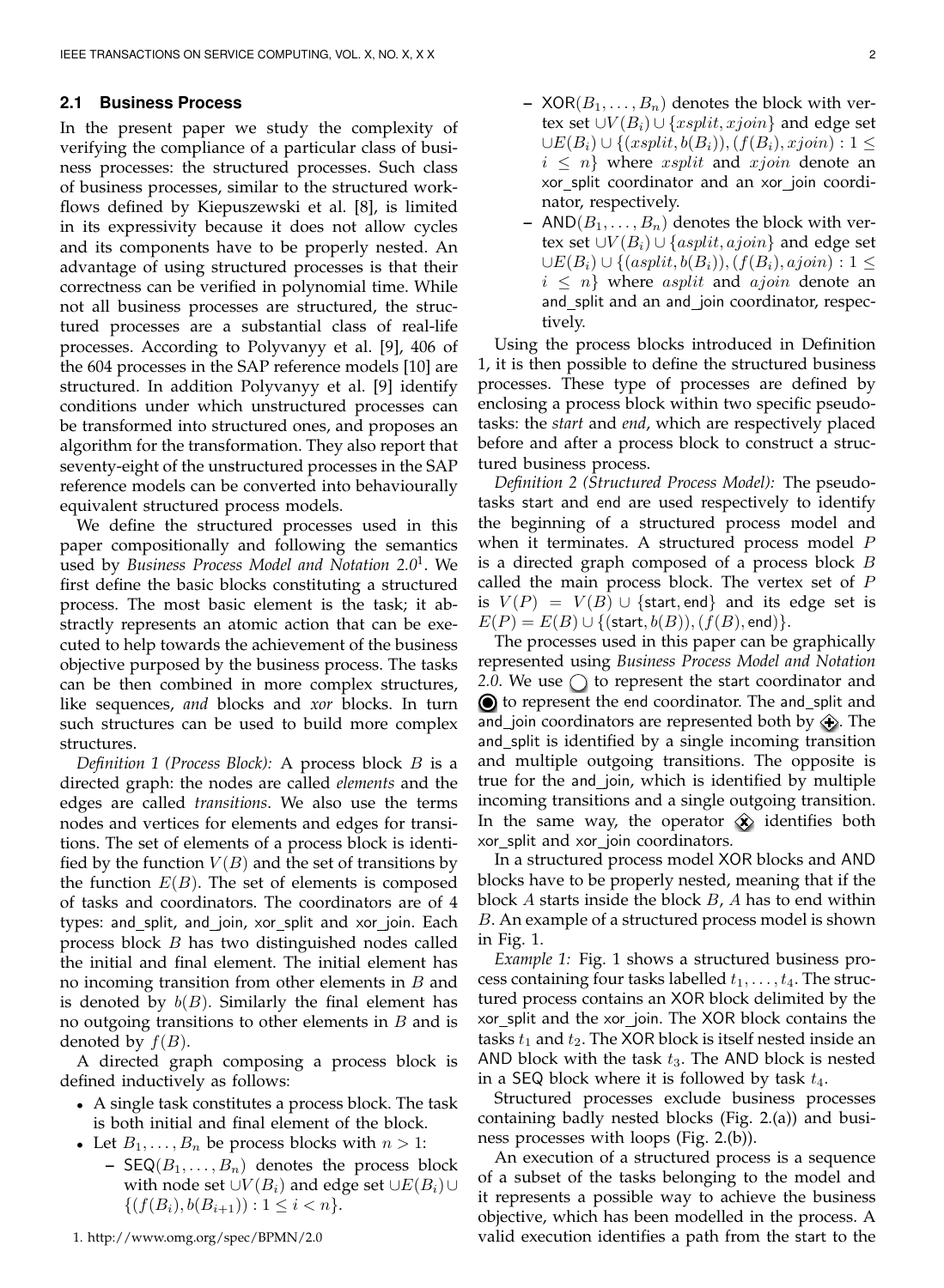### 2.1 Business Process

In the present paper we study the complexity of verifying the compliance of a particular class of business processes: the structured processes. Such class of business processes, similar to the structured workflows defined by Kiepuszewski et al. [8], is limited in its expressivity because it does not allow cycles and its components have to be properly nested. An advantage of using structured processes is that their correctness can be verified in polynomial time. While not all business processes are structured, the structured processes are a substantial class of real-life processes. According to Polyvanyy et al. [9], 406 of the 604 processes in the SAP reference models [10] are structured. In addition Polyvanyy et al. [9] identify conditions under which unstructured processes can be transformed into structured ones, and proposes an algorithm for the transformation. They also report that seventy-eight of the unstructured processes in the SAP reference models can be converted into behaviourally equivalent structured process models.

We define the structured processes used in this paper compositionally and following the semantics used by *Business Process Model and Notation 2.0*[1]. We first define the basic blocks constituting a structured process. The most basic element is the task; it abstractly represents an atomic action that can be executed to help towards the achievement of the business objective purposed by the business process. The tasks can be then combined in more complex structures, like sequences, *and* blocks and *xor* blocks. In turn such structures can be used to build more complex structures.

*Definition 1 (Process Block):* A process block $B$ is a directed graph: the nodes are called *elements* and the edges are called *transitions*. We also use the terms nodes and vertices for elements and edges for transitions. The set of elements of a process block is identified by the function $V(B)$ and the set of transitions by the function $E(B)$. The set of elements is composed of tasks and coordinators. The coordinators are of 4 types: and_split, and_join, xor_split and xor_join. Each process block $B$ has two distinguished nodes called the initial and final element. The initial element has no incoming transition from other elements in $B$ and is denoted by $b(B)$. Similarly the final element has no outgoing transitions to other elements in $B$ and is denoted by $f(B)$.

A directed graph composing a process block is defined inductively as follows:

- A single task constitutes a process block. The task is both initial and final element of the block.
- Let $B_1, \ldots, B_n$ be process blocks with $n > 1$:
  - $\mathsf{SEQ}(B_1, \ldots, B_n)$ denotes the process block with node set $\cup V(B_i)$ and edge set $\cup E(B_i) \cup \{(f(B_i), b(B_{i+1})) : 1 \leq i < n\}$.
  - $\mathsf{XOR}(B_1, \ldots, B_n)$ denotes the block with vertex set $\cup V(B_i) \cup \{xsplit, xjoin\}$ and edge set $\cup E(B_i) \cup \{(xsplit, b(B_i)), (f(B_i), xjoin) : 1 \leq i \leq n\}$ where $xsplit$ and $xjoin$ denote an xor_split coordinator and an xor_join coordinator, respectively.
  - $\mathsf{AND}(B_1, \ldots, B_n)$ denotes the block with vertex set $\cup V(B_i) \cup \{asplit, ajoin\}$ and edge set $\cup E(B_i) \cup \{(asplit, b(B_i)), (f(B_i), ajoin) : 1 \leq i \leq n\}$ where $asplit$ and $ajoin$ denote an and_split and an and_join coordinator, respectively.

Using the process blocks introduced in Definition 1, it is then possible to define the structured business processes. These type of processes are defined by enclosing a process block within two specific pseudo-tasks: the *start* and *end*, which are respectively placed before and after a process block to construct a structured business process.

*Definition 2 (Structured Process Model):* The pseudo-tasks start and end are used respectively to identify the beginning of a structured process model and when it terminates. A structured process model $P$ is a directed graph composed of a process block $B$ called the main process block. The vertex set of $P$ is $V(P) = V(B) \cup \{\mathsf{start}, \mathsf{end}\}$ and its edge set is $E(P) = E(B) \cup \{(\mathsf{start}, b(B)), (f(B), \mathsf{end})\}$.

The processes used in this paper can be graphically represented using *Business Process Model and Notation 2.0*. We use ○ to represent the start coordinator and ◉ to represent the end coordinator. The and_split and and_join coordinators are represented both by ⊕. The and_split is identified by a single incoming transition and multiple outgoing transitions. The opposite is true for the and_join, which is identified by multiple incoming transitions and a single outgoing transition. In the same way, the operator ⊗ identifies both xor_split and xor_join coordinators.

In a structured process model XOR blocks and AND blocks have to be properly nested, meaning that if the block $A$ starts inside the block $B$, $A$ has to end within $B$. An example of a structured process model is shown in Fig. 1.

*Example 1:* Fig. 1 shows a structured business process containing four tasks labelled $t_1, \ldots, t_4$. The structured process contains an XOR block delimited by the xor_split and the xor_join. The XOR block contains the tasks $t_1$ and $t_2$. The XOR block is itself nested inside an AND block with the task $t_3$. The AND block is nested in a SEQ block where it is followed by task $t_4$.

Structured processes exclude business processes containing badly nested blocks (Fig. 2.(a)) and business processes with loops (Fig. 2.(b)).

An execution of a structured process is a sequence of a subset of the tasks belonging to the model and it represents a possible way to achieve the business objective, which has been modelled in the process. A valid execution identifies a path from the start to the

1. http://www.omg.org/spec/BPMN/2.0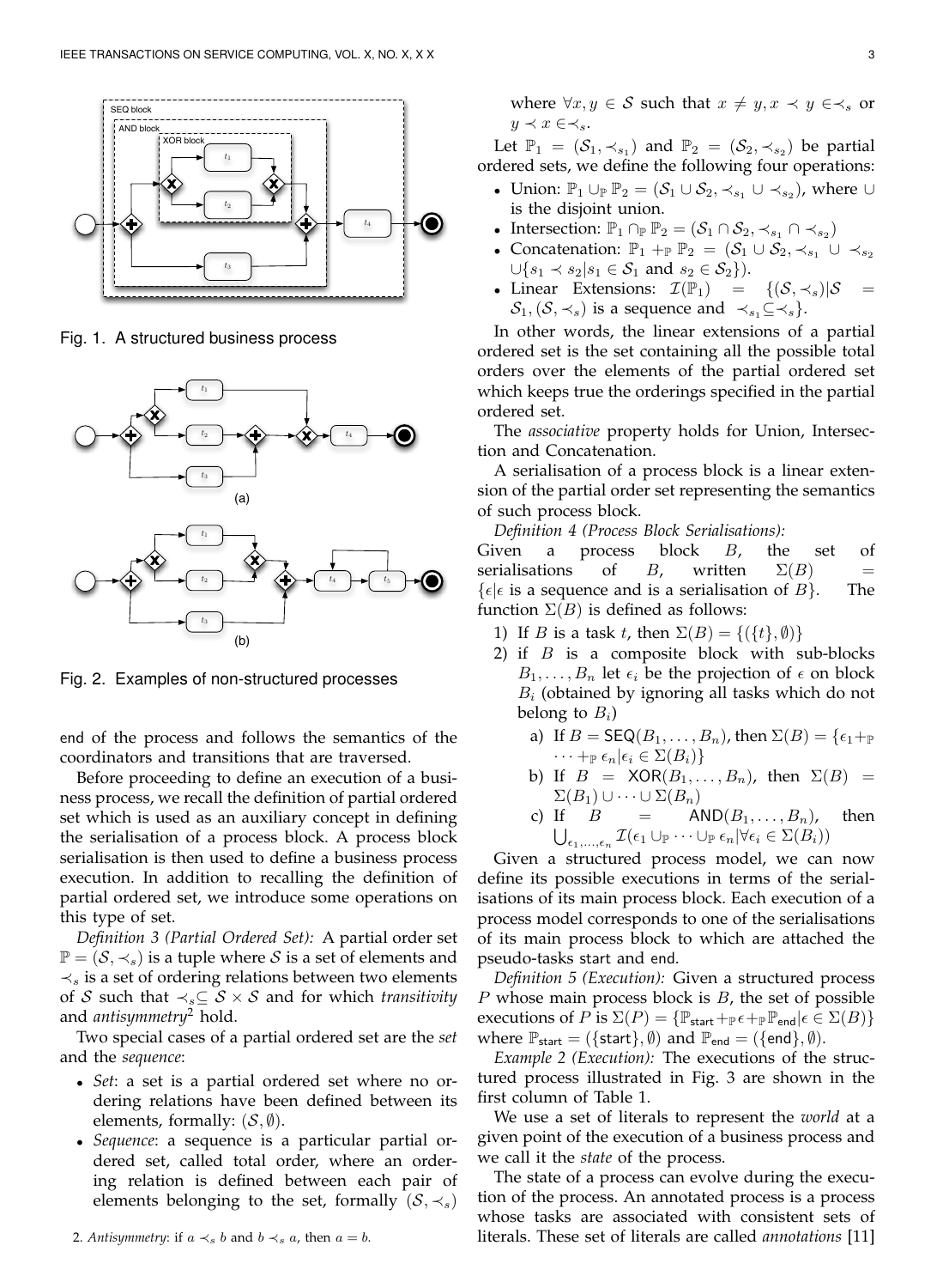Fig. 1. A structured business process

(a)

(b)

Fig. 2. Examples of non-structured processes

end of the process and follows the semantics of the coordinators and transitions that are traversed.

Before proceeding to define an execution of a business process, we recall the definition of partial ordered set which is used as an auxiliary concept in defining the serialisation of a process block. A process block serialisation is then used to define a business process execution. In addition to recalling the definition of partial ordered set, we introduce some operations on this type of set.

*Definition 3 (Partial Ordered Set):* A partial order set $\mathbb{P} = (\mathcal{S}, \prec_s)$ is a tuple where $\mathcal{S}$ is a set of elements and $\prec_s$ is a set of ordering relations between two elements of $\mathcal{S}$ such that $\prec_s \subseteq \mathcal{S} \times \mathcal{S}$ and for which *transitivity* and *antisymmetry*[2] hold.

Two special cases of a partial ordered set are the *set* and the *sequence*:

- *Set*: a set is a partial ordered set where no ordering relations have been defined between its elements, formally: $(\mathcal{S}, \emptyset)$.
- *Sequence*: a sequence is a particular partial ordered set, called total order, where an ordering relation is defined between each pair of elements belonging to the set, formally $(\mathcal{S}, \prec_s)$ where $\forall x, y \in \mathcal{S}$ such that $x \neq y, x \prec y \in \prec_s$ or $y \prec x \in \prec_s$.

Let $\mathbb{P}_1 = (\mathcal{S}_1, \prec_{s_1})$ and $\mathbb{P}_2 = (\mathcal{S}_2, \prec_{s_2})$ be partial ordered sets, we define the following four operations:

- Union: $\mathbb{P}_1 \cup_{\mathbb{P}} \mathbb{P}_2 = (\mathcal{S}_1 \cup \mathcal{S}_2, \prec_{s_1} \cup \prec_{s_2})$, where $\cup$ is the disjoint union.
- Intersection: $\mathbb{P}_1 \cap_{\mathbb{P}} \mathbb{P}_2 = (\mathcal{S}_1 \cap \mathcal{S}_2, \prec_{s_1} \cap \prec_{s_2})$
- Concatenation: $\mathbb{P}_1 +_{\mathbb{P}} \mathbb{P}_2 = (\mathcal{S}_1 \cup \mathcal{S}_2, \prec_{s_1} \cup \prec_{s_2} \cup \{s_1 \prec s_2 | s_1 \in \mathcal{S}_1 \text{ and } s_2 \in \mathcal{S}_2\})$.
- Linear Extensions: $\mathcal{I}(\mathbb{P}_1) = \{(\mathcal{S}, \prec_s) | \mathcal{S} = \mathcal{S}_1, (\mathcal{S}, \prec_s) \text{ is a sequence and } \prec_{s_1} \subseteq \prec_s\}$.

In other words, the linear extensions of a partial ordered set is the set containing all the possible total orders over the elements of the partial ordered set which keeps true the orderings specified in the partial ordered set.

The *associative* property holds for Union, Intersection and Concatenation.

A serialisation of a process block is a linear extension of the partial order set representing the semantics of such process block.

*Definition 4 (Process Block Serialisations):* Given a process block $B$, the set of serialisations of $B$, written $\Sigma(B) = \{\epsilon | \epsilon \text{ is a sequence and is a serialisation of } B\}$. The function $\Sigma(B)$ is defined as follows:

1. If $B$ is a task $t$, then $\Sigma(B) = \{(\{t\}, \emptyset)\}$
2. if $B$ is a composite block with sub-blocks $B_1, \ldots, B_n$ let $\epsilon_i$ be the projection of $\epsilon$ on block $B_i$ (obtained by ignoring all tasks which do not belong to $B_i$)
   a) If $B = \mathsf{SEQ}(B_1, \ldots, B_n)$, then $\Sigma(B) = \{\epsilon_1 +_{\mathbb{P}} \cdots +_{\mathbb{P}} \epsilon_n | \epsilon_i \in \Sigma(B_i)\}$
   b) If $B = \mathsf{XOR}(B_1, \ldots, B_n)$, then $\Sigma(B) = \Sigma(B_1) \cup \cdots \cup \Sigma(B_n)$
   c) If $B = \mathsf{AND}(B_1, \ldots, B_n)$, then $\bigcup_{\epsilon_1, \ldots, \epsilon_n} \mathcal{I}(\epsilon_1 \cup_{\mathbb{P}} \cdots \cup_{\mathbb{P}} \epsilon_n | \forall \epsilon_i \in \Sigma(B_i))$

Given a structured process model, we can now define its possible executions in terms of the serialisations of its main process block. Each execution of a process model corresponds to one of the serialisations of its main process block to which are attached the pseudo-tasks start and end.

*Definition 5 (Execution):* Given a structured process $P$ whose main process block is $B$, the set of possible executions of $P$ is $\Sigma(P) = \{\mathbb{P}_{\mathsf{start}} +_{\mathbb{P}} \epsilon +_{\mathbb{P}} \mathbb{P}_{\mathsf{end}} | \epsilon \in \Sigma(B)\}$ where $\mathbb{P}_{\mathsf{start}} = (\{\mathsf{start}\}, \emptyset)$ and $\mathbb{P}_{\mathsf{end}} = (\{\mathsf{end}\}, \emptyset)$.

*Example 2 (Execution):* The executions of the structured process illustrated in Fig. 3 are shown in the first column of Table 1.

We use a set of literals to represent the *world* at a given point of the execution of a business process and we call it the *state* of the process.

The state of a process can evolve during the execution of the process. An annotated process is a process whose tasks are associated with consistent sets of literals. These set of literals are called *annotations* [11]

2. *Antisymmetry*: if $a \prec_s b$ and $b \prec_s a$, then $a = b$.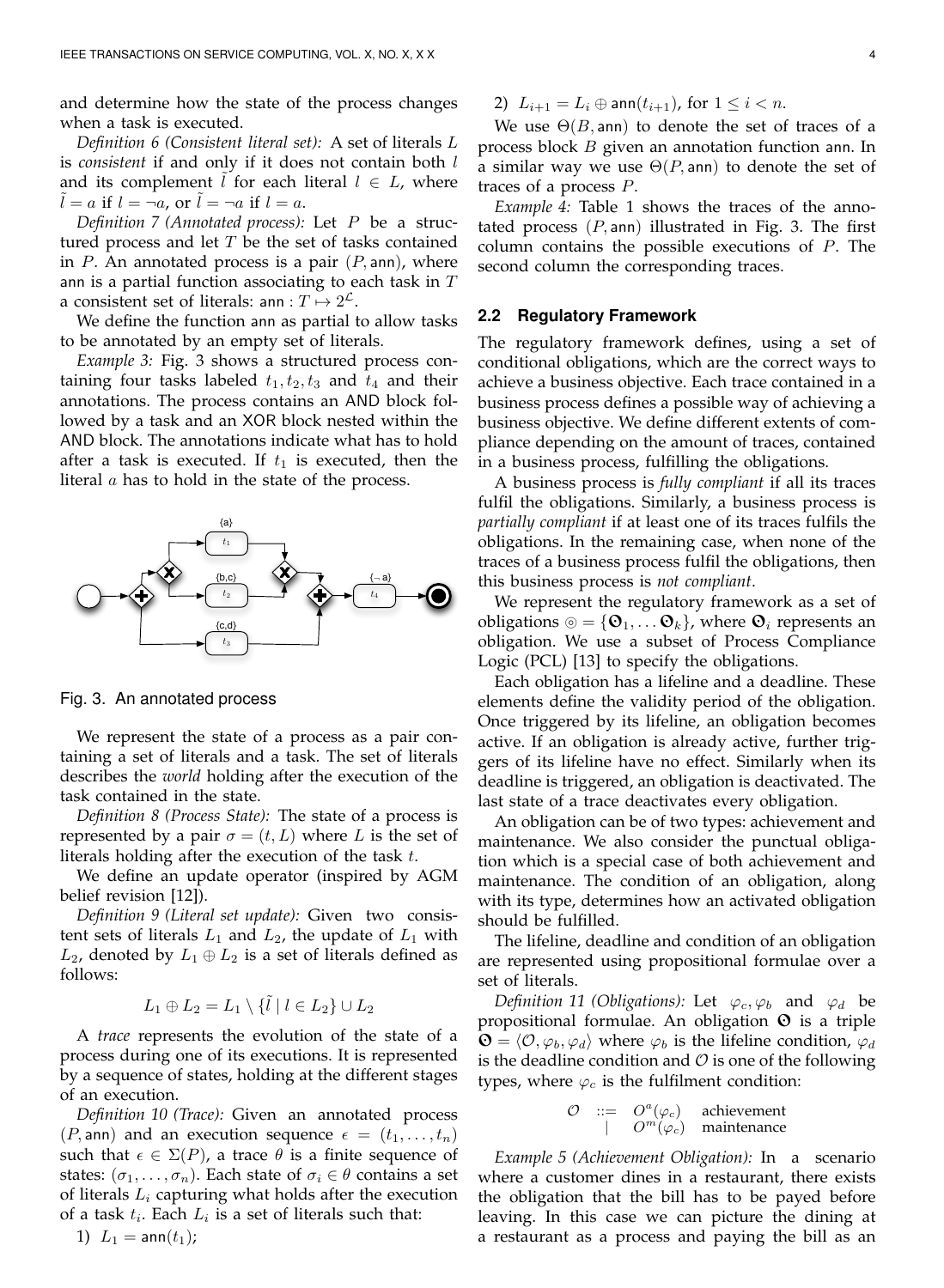and determine how the state of the process changes when a task is executed.

*Definition 6 (Consistent literal set):* A set of literals $L$ is *consistent* if and only if it does not contain both $l$ and its complement $\tilde{l}$ for each literal $l \in L$, where $\tilde{l} = a$ if $l = \neg a$, or $\tilde{l} = \neg a$ if $l = a$.

*Definition 7 (Annotated process):* Let $P$ be a structured process and let $T$ be the set of tasks contained in $P$. An annotated process is a pair $(P, \mathsf{ann})$, where $\mathsf{ann}$ is a partial function associating to each task in $T$ a consistent set of literals: $\mathsf{ann} : T \mapsto 2^{\mathcal{L}}$.

We define the function $\mathsf{ann}$ as partial to allow tasks to be annotated by an empty set of literals.

*Example 3:* Fig. 3 shows a structured process containing four tasks labeled $t_1, t_2, t_3$ and $t_4$ and their annotations. The process contains an AND block followed by a task and an XOR block nested within the AND block. The annotations indicate what has to hold after a task is executed. If $t_1$ is executed, then the literal $a$ has to hold in the state of the process.

Fig. 3. An annotated process

We represent the state of a process as a pair containing a set of literals and a task. The set of literals describes the *world* holding after the execution of the task contained in the state.

*Definition 8 (Process State):* The state of a process is represented by a pair $\sigma = (t, L)$ where $L$ is the set of literals holding after the execution of the task $t$.

We define an update operator (inspired by AGM belief revision [12]).

*Definition 9 (Literal set update):* Given two consistent sets of literals $L_1$ and $L_2$, the update of $L_1$ with $L_2$, denoted by $L_1 \oplus L_2$ is a set of literals defined as follows:

$$L_1 \oplus L_2 = L_1 \setminus \{\tilde{l} \mid l \in L_2\} \cup L_2$$

A *trace* represents the evolution of the state of a process during one of its executions. It is represented by a sequence of states, holding at the different stages of an execution.

*Definition 10 (Trace):* Given an annotated process $(P, \mathsf{ann})$ and an execution sequence $\epsilon = (t_1, \ldots, t_n)$ such that $\epsilon \in \Sigma(P)$, a trace $\theta$ is a finite sequence of states: $(\sigma_1, \ldots, \sigma_n)$. Each state of $\sigma_i \in \theta$ contains a set of literals $L_i$ capturing what holds after the execution of a task $t_i$. Each $L_i$ is a set of literals such that:

1) $L_1 = \mathsf{ann}(t_1)$;
2) $L_{i+1} = L_i \oplus \mathsf{ann}(t_{i+1})$, for $1 \leq i < n$.

We use $\Theta(B, \mathsf{ann})$ to denote the set of traces of a process block $B$ given an annotation function $\mathsf{ann}$. In a similar way we use $\Theta(P, \mathsf{ann})$ to denote the set of traces of a process $P$.

*Example 4:* Table 1 shows the traces of the annotated process $(P, \mathsf{ann})$ illustrated in Fig. 3. The first column contains the possible executions of $P$. The second column the corresponding traces.

### 2.2 Regulatory Framework

The regulatory framework defines, using a set of conditional obligations, which are the correct ways to achieve a business objective. Each trace contained in a business process defines a possible way of achieving a business objective. We define different extents of compliance depending on the amount of traces, contained in a business process, fulfilling the obligations.

A business process is *fully compliant* if all its traces fulfil the obligations. Similarly, a business process is *partially compliant* if at least one of its traces fulfils the obligations. In the remaining case, when none of the traces of a business process fulfil the obligations, then this business process is *not compliant*.

We represent the regulatory framework as a set of obligations $\circledcirc = \{\mathbf{O}_1, \ldots \mathbf{O}_k\}$, where $\mathbf{O}_i$ represents an obligation. We use a subset of Process Compliance Logic (PCL) [13] to specify the obligations.

Each obligation has a lifeline and a deadline. These elements define the validity period of the obligation. Once triggered by its lifeline, an obligation becomes active. If an obligation is already active, further triggers of its lifeline have no effect. Similarly when its deadline is triggered, an obligation is deactivated. The last state of a trace deactivates every obligation.

An obligation can be of two types: achievement and maintenance. We also consider the punctual obligation which is a special case of both achievement and maintenance. The condition of an obligation, along with its type, determines how an activated obligation should be fulfilled.

The lifeline, deadline and condition of an obligation are represented using propositional formulae over a set of literals.

*Definition 11 (Obligations):* Let $\varphi_c, \varphi_b$ and $\varphi_d$ be propositional formulae. An obligation $\mathbf{O}$ is a triple $\mathbf{O} = \langle \mathcal{O}, \varphi_b, \varphi_d \rangle$ where $\varphi_b$ is the lifeline condition, $\varphi_d$ is the deadline condition and $\mathcal{O}$ is one of the following types, where $\varphi_c$ is the fulfilment condition:

$$\begin{array}{rcll} \mathcal{O} & ::= & O^a(\varphi_c) & \text{achievement} \\ & | & O^m(\varphi_c) & \text{maintenance} \end{array}$$

*Example 5 (Achievement Obligation):* In a scenario where a customer dines in a restaurant, there exists the obligation that the bill has to be payed before leaving. In this case we can picture the dining at a restaurant as a process and paying the bill as an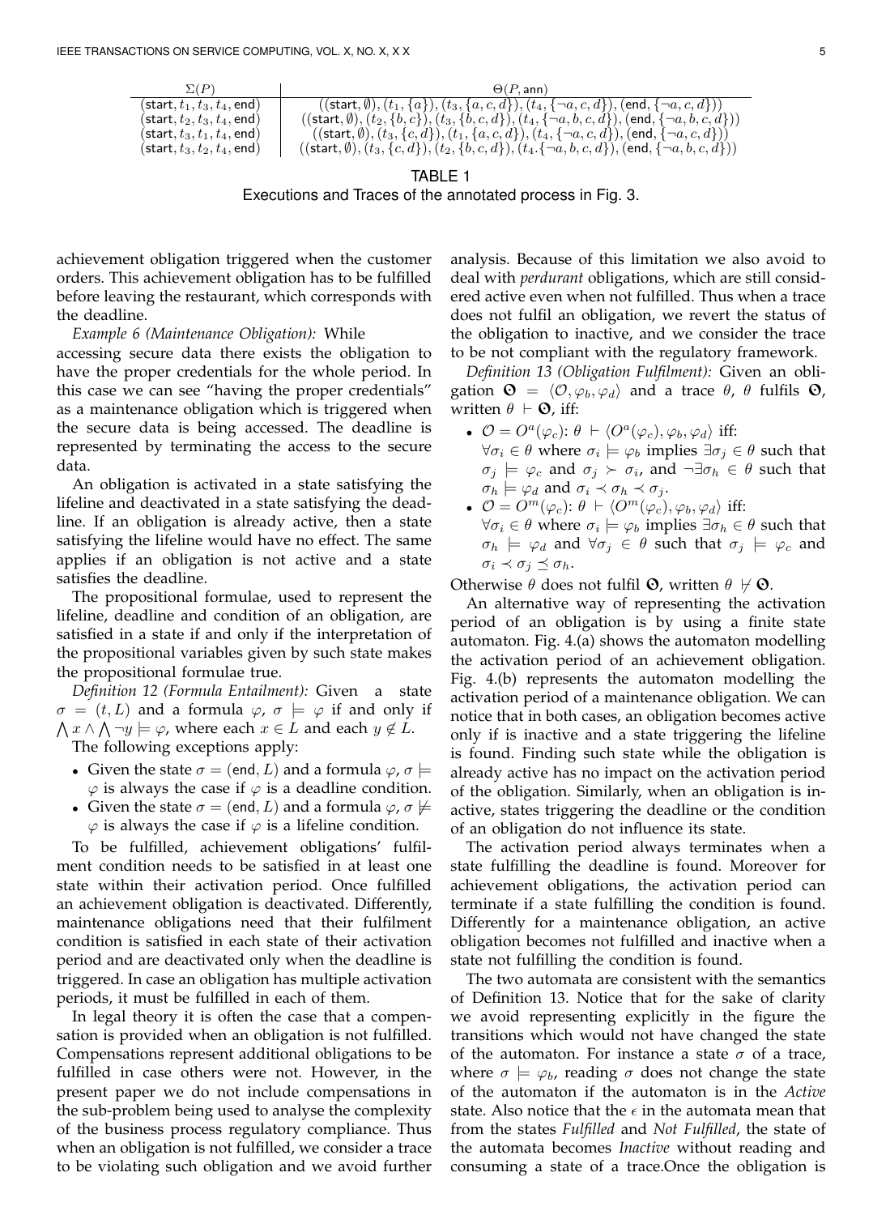| $\Sigma(P)$ | $\Theta(P, \mathsf{ann})$ |
|---|---|
| $(\mathsf{start}, t_1, t_3, t_4, \mathsf{end})$ | $((\mathsf{start}, \emptyset), (t_1, \{a\}), (t_3, \{a, c, d\}), (t_4, \{\neg a, c, d\}), (\mathsf{end}, \{\neg a, c, d\}))$ |
| $(\mathsf{start}, t_2, t_3, t_4, \mathsf{end})$ | $((\mathsf{start}, \emptyset), (t_2, \{b, c\}), (t_3, \{b, c, d\}), (t_4, \{\neg a, b, c, d\}), (\mathsf{end}, \{\neg a, b, c, d\}))$ |
| $(\mathsf{start}, t_3, t_1, t_4, \mathsf{end})$ | $((\mathsf{start}, \emptyset), (t_3, \{c, d\}), (t_1, \{a, c, d\}), (t_4, \{\neg a, c, d\}), (\mathsf{end}, \{\neg a, c, d\}))$ |
| $(\mathsf{start}, t_3, t_2, t_4, \mathsf{end})$ | $((\mathsf{start}, \emptyset), (t_3, \{c, d\}), (t_2, \{b, c, d\}), (t_4.\{\neg a, b, c, d\}), (\mathsf{end}, \{\neg a, b, c, d\}))$ |

TABLE 1
Executions and Traces of the annotated process in Fig. 3.

achievement obligation triggered when the customer orders. This achievement obligation has to be fulfilled before leaving the restaurant, which corresponds with the deadline.

*Example 6 (Maintenance Obligation):* While accessing secure data there exists the obligation to have the proper credentials for the whole period. In this case we can see "having the proper credentials" as a maintenance obligation which is triggered when the secure data is being accessed. The deadline is represented by terminating the access to the secure data.

An obligation is activated in a state satisfying the lifeline and deactivated in a state satisfying the deadline. If an obligation is already active, then a state satisfying the lifeline would have no effect. The same applies if an obligation is not active and a state satisfies the deadline.

The propositional formulae, used to represent the lifeline, deadline and condition of an obligation, are satisfied in a state if and only if the interpretation of the propositional variables given by such state makes the propositional formulae true.

*Definition 12 (Formula Entailment):* Given a state $\sigma = (t, L)$ and a formula $\varphi$, $\sigma \models \varphi$ if and only if $\bigwedge x \wedge \bigwedge \neg y \models \varphi$, where each $x \in L$ and each $y \notin L$.

The following exceptions apply:

- Given the state $\sigma = (\mathsf{end}, L)$ and a formula $\varphi$, $\sigma \models \varphi$ is always the case if $\varphi$ is a deadline condition.
- Given the state $\sigma = (\mathsf{end}, L)$ and a formula $\varphi$, $\sigma \not\models \varphi$ is always the case if $\varphi$ is a lifeline condition.

To be fulfilled, achievement obligations' fulfilment condition needs to be satisfied in at least one state within their activation period. Once fulfilled an achievement obligation is deactivated. Differently, maintenance obligations need that their fulfilment condition is satisfied in each state of their activation period and are deactivated only when the deadline is triggered. In case an obligation has multiple activation periods, it must be fulfilled in each of them.

In legal theory it is often the case that a compensation is provided when an obligation is not fulfilled. Compensations represent additional obligations to be fulfilled in case others were not. However, in the present paper we do not include compensations in the sub-problem being used to analyse the complexity of the business process regulatory compliance. Thus when an obligation is not fulfilled, we consider a trace to be violating such obligation and we avoid further analysis. Because of this limitation we also avoid to deal with *perdurant* obligations, which are still considered active even when not fulfilled. Thus when a trace does not fulfil an obligation, we revert the status of the obligation to inactive, and we consider the trace to be not compliant with the regulatory framework.

*Definition 13 (Obligation Fulfilment):* Given an obligation $\mathbf{O} = \langle \mathcal{O}, \varphi_b, \varphi_d \rangle$ and a trace $\theta$, $\theta$ fulfils $\mathbf{O}$, written $\theta \vdash \mathbf{O}$, iff:

- $\mathcal{O} = O^a(\varphi_c)$: $\theta \vdash \langle O^a(\varphi_c), \varphi_b, \varphi_d \rangle$ iff: $\forall \sigma_i \in \theta$ where $\sigma_i \models \varphi_b$ implies $\exists \sigma_j \in \theta$ such that $\sigma_j \models \varphi_c$ and $\sigma_j \succ \sigma_i$, and $\neg \exists \sigma_h \in \theta$ such that $\sigma_h \models \varphi_d$ and $\sigma_i \prec \sigma_h \prec \sigma_j$.
- $\mathcal{O} = O^m(\varphi_c)$: $\theta \vdash \langle O^m(\varphi_c), \varphi_b, \varphi_d \rangle$ iff: $\forall \sigma_i \in \theta$ where $\sigma_i \models \varphi_b$ implies $\exists \sigma_h \in \theta$ such that $\sigma_h \models \varphi_d$ and $\forall \sigma_j \in \theta$ such that $\sigma_j \models \varphi_c$ and $\sigma_i \prec \sigma_j \preceq \sigma_h$.

Otherwise $\theta$ does not fulfil $\mathbf{O}$, written $\theta \nvdash \mathbf{O}$.

An alternative way of representing the activation period of an obligation is by using a finite state automaton. Fig. 4.(a) shows the automaton modelling the activation period of an achievement obligation. Fig. 4.(b) represents the automaton modelling the activation period of a maintenance obligation. We can notice that in both cases, an obligation becomes active only if is inactive and a state triggering the lifeline is found. Finding such state while the obligation is already active has no impact on the activation period of the obligation. Similarly, when an obligation is inactive, states triggering the deadline or the condition of an obligation do not influence its state.

The activation period always terminates when a state fulfilling the deadline is found. Moreover for achievement obligations, the activation period can terminate if a state fulfilling the condition is found. Differently for a maintenance obligation, an active obligation becomes not fulfilled and inactive when a state not fulfilling the condition is found.

The two automata are consistent with the semantics of Definition 13. Notice that for the sake of clarity we avoid representing explicitly in the figure the transitions which would not have changed the state of the automaton. For instance a state $\sigma$ of a trace, where $\sigma \models \varphi_b$, reading $\sigma$ does not change the state of the automaton if the automaton is in the *Active* state. Also notice that the $\epsilon$ in the automata mean that from the states *Fulfilled* and *Not Fulfilled*, the state of the automata becomes *Inactive* without reading and consuming a state of a trace.Once the obligation is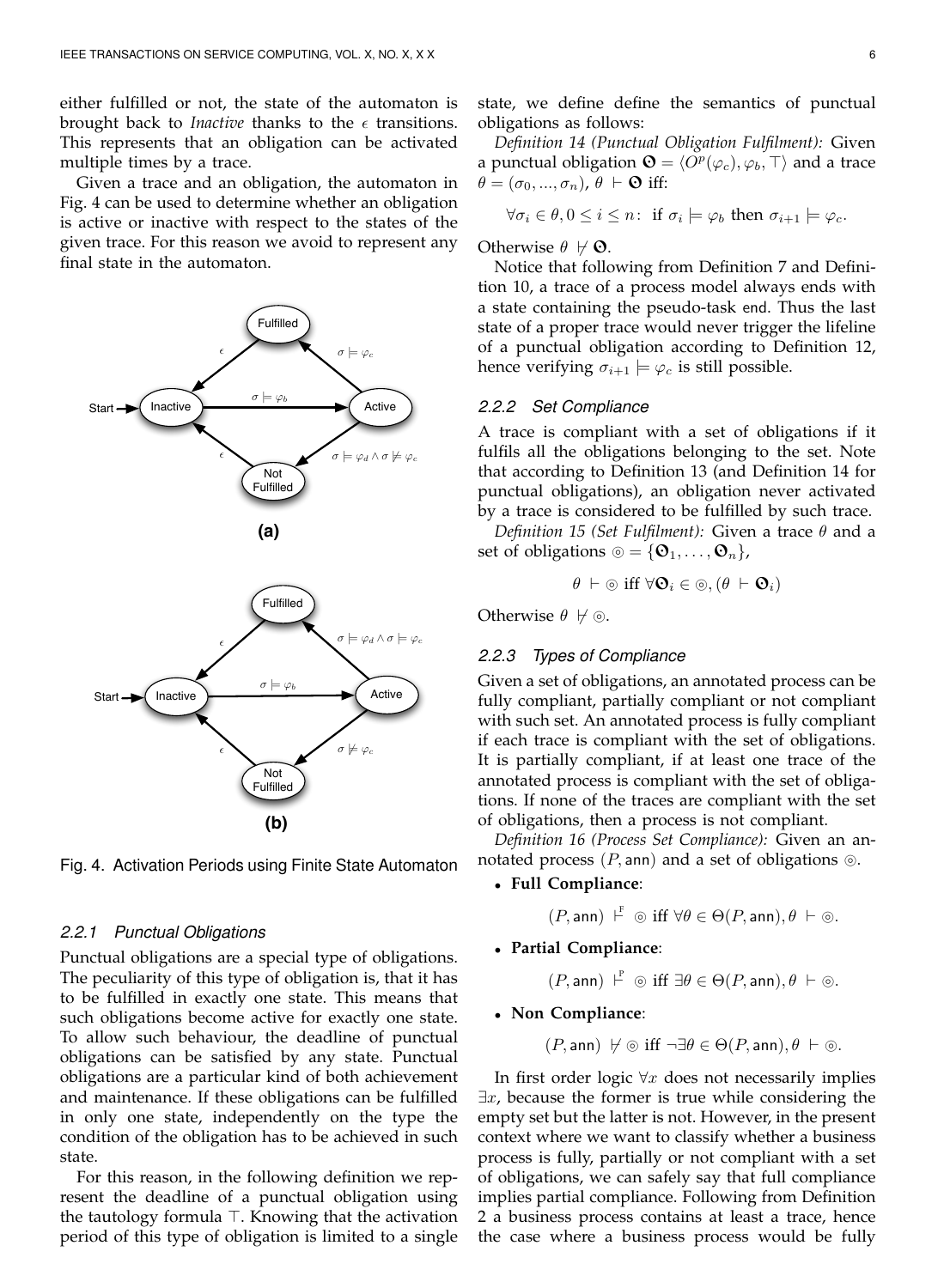either fulfilled or not, the state of the automaton is brought back to *Inactive* thanks to the $\epsilon$ transitions. This represents that an obligation can be activated multiple times by a trace.

Given a trace and an obligation, the automaton in Fig. 4 can be used to determine whether an obligation is active or inactive with respect to the states of the given trace. For this reason we avoid to represent any final state in the automaton.

Fig. 4. Activation Periods using Finite State Automaton

#### 2.2.1 Punctual Obligations

Punctual obligations are a special type of obligations. The peculiarity of this type of obligation is, that it has to be fulfilled in exactly one state. This means that such obligations become active for exactly one state. To allow such behaviour, the deadline of punctual obligations can be satisfied by any state. Punctual obligations are a particular kind of both achievement and maintenance. If these obligations can be fulfilled in only one state, independently on the type the condition of the obligation has to be achieved in such state.

For this reason, in the following definition we represent the deadline of a punctual obligation using the tautology formula $\top$. Knowing that the activation period of this type of obligation is limited to a single state, we define define the semantics of punctual obligations as follows:

*Definition 14 (Punctual Obligation Fulfilment):* Given a punctual obligation $\mathbf{O} = \langle O^p(\varphi_c), \varphi_b, \top\rangle$ and a trace $\theta = (\sigma_0, ..., \sigma_n)$, $\theta \vdash \mathbf{O}$ iff:

$$\forall \sigma_i \in \theta, 0 \leq i \leq n: \text{ if } \sigma_i \models \varphi_b \text{ then } \sigma_{i+1} \models \varphi_c.$$

Otherwise $\theta \nvdash \mathbf{O}$.

Notice that following from Definition 7 and Definition 10, a trace of a process model always ends with a state containing the pseudo-task end. Thus the last state of a proper trace would never trigger the lifeline of a punctual obligation according to Definition 12, hence verifying $\sigma_{i+1} \models \varphi_c$ is still possible.

#### 2.2.2 Set Compliance

A trace is compliant with a set of obligations if it fulfils all the obligations belonging to the set. Note that according to Definition 13 (and Definition 14 for punctual obligations), an obligation never activated by a trace is considered to be fulfilled by such trace.

*Definition 15 (Set Fulfilment):* Given a trace $\theta$ and a set of obligations $\circledcirc = \{\mathbf{O}_1, \ldots, \mathbf{O}_n\}$,

$$\theta \vdash \circledcirc \text{ iff } \forall \mathbf{O}_i \in \circledcirc, (\theta \vdash \mathbf{O}_i)$$

Otherwise $\theta \nvdash \circledcirc$.

#### 2.2.3 Types of Compliance

Given a set of obligations, an annotated process can be fully compliant, partially compliant or not compliant with such set. An annotated process is fully compliant if each trace is compliant with the set of obligations. It is partially compliant, if at least one trace of the annotated process is compliant with the set of obligations. If none of the traces are compliant with the set of obligations, then a process is not compliant.

*Definition 16 (Process Set Compliance):* Given an annotated process $(P, \mathsf{ann})$ and a set of obligations $\circledcirc$.

- **Full Compliance**:

$$(P, \mathsf{ann}) \vdash^{\text{F}} \circledcirc \text{ iff } \forall \theta \in \Theta(P, \mathsf{ann}), \theta \vdash \circledcirc.$$

- **Partial Compliance**:

$$(P, \mathsf{ann}) \vdash^{\text{P}} \circledcirc \text{ iff } \exists \theta \in \Theta(P, \mathsf{ann}), \theta \vdash \circledcirc.$$

- **Non Compliance**:

$$(P, \mathsf{ann}) \nvdash \circledcirc \text{ iff } \neg\exists \theta \in \Theta(P, \mathsf{ann}), \theta \vdash \circledcirc.$$

In first order logic $\forall x$ does not necessarily implies $\exists x$, because the former is true while considering the empty set but the latter is not. However, in the present context where we want to classify whether a business process is fully, partially or not compliant with a set of obligations, we can safely say that full compliance implies partial compliance. Following from Definition 2 a business process contains at least a trace, hence the case where a business process would be fully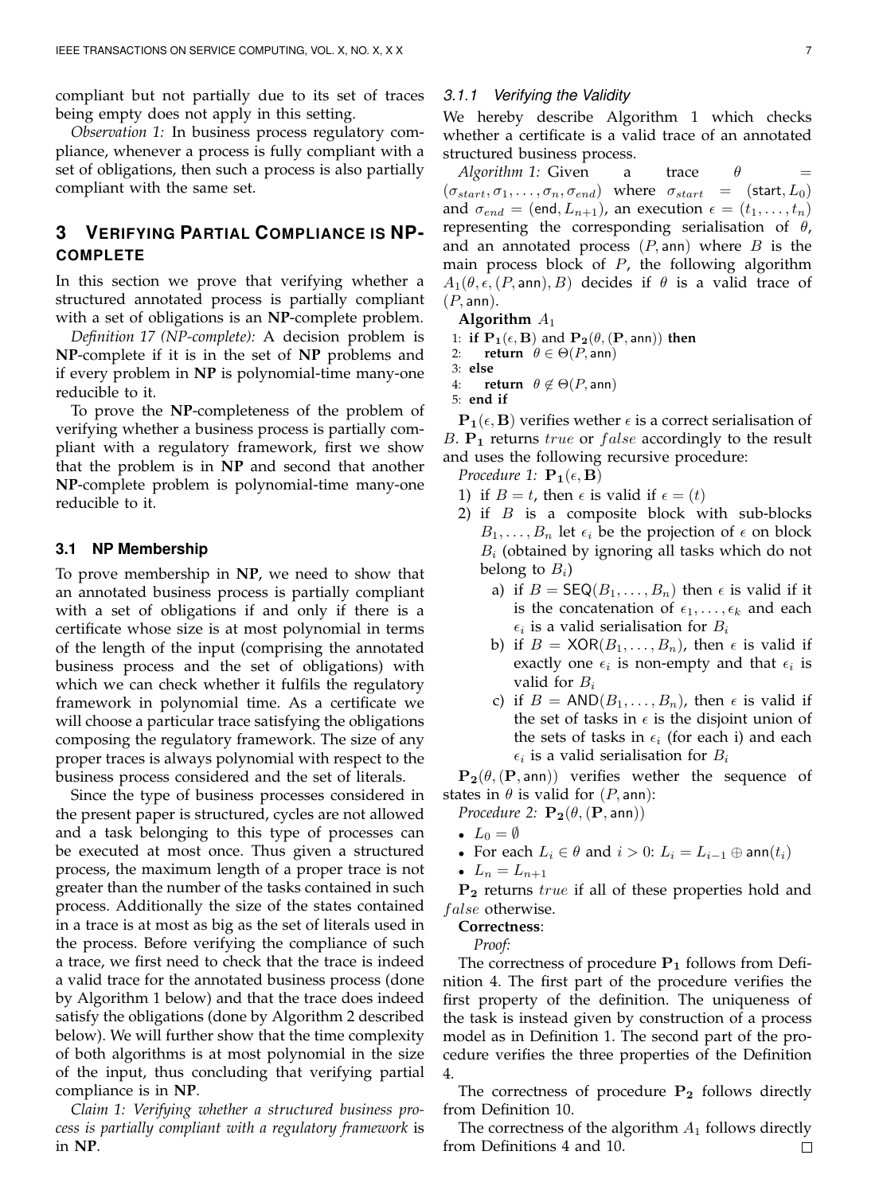compliant but not partially due to its set of traces being empty does not apply in this setting.

*Observation 1:* In business process regulatory compliance, whenever a process is fully compliant with a set of obligations, then such a process is also partially compliant with the same set.

## 3 Verifying Partial Compliance is NP-complete

In this section we prove that verifying whether a structured annotated process is partially compliant with a set of obligations is an **NP**-complete problem.

*Definition 17 (NP-complete):* A decision problem is **NP**-complete if it is in the set of **NP** problems and if every problem in **NP** is polynomial-time many-one reducible to it.

To prove the **NP**-completeness of the problem of verifying whether a business process is partially compliant with a regulatory framework, first we show that the problem is in **NP** and second that another **NP**-complete problem is polynomial-time many-one reducible to it.

### 3.1 NP Membership

To prove membership in **NP**, we need to show that an annotated business process is partially compliant with a set of obligations if and only if there is a certificate whose size is at most polynomial in terms of the length of the input (comprising the annotated business process and the set of obligations) with which we can check whether it fulfils the regulatory framework in polynomial time. As a certificate we will choose a particular trace satisfying the obligations composing the regulatory framework. The size of any proper traces is always polynomial with respect to the business process considered and the set of literals.

Since the type of business processes considered in the present paper is structured, cycles are not allowed and a task belonging to this type of processes can be executed at most once. Thus given a structured process, the maximum length of a proper trace is not greater than the number of the tasks contained in such process. Additionally the size of the states contained in a trace is at most as big as the set of literals used in the process. Before verifying the compliance of such a trace, we first need to check that the trace is indeed a valid trace for the annotated business process (done by Algorithm 1 below) and that the trace does indeed satisfy the obligations (done by Algorithm 2 described below). We will further show that the time complexity of both algorithms is at most polynomial in the size of the input, thus concluding that verifying partial compliance is in **NP**.

*Claim 1: Verifying whether a structured business process is partially compliant with a regulatory framework is in* **NP**.

#### 3.1.1 Verifying the Validity

We hereby describe Algorithm 1 which checks whether a certificate is a valid trace of an annotated structured business process.

*Algorithm 1:* Given a trace $\theta = (\sigma_{start}, \sigma_1, \ldots, \sigma_n, \sigma_{end})$ where $\sigma_{start} = (\mathsf{start}, L_0)$ and $\sigma_{end} = (\mathsf{end}, L_{n+1})$, an execution $\epsilon = (t_1, \ldots, t_n)$ representing the corresponding serialisation of $\theta$, and an annotated process $(P, \mathsf{ann})$ where $B$ is the main process block of $P$, the following algorithm $A_1(\theta, \epsilon, (P, \mathsf{ann}), B)$ decides if $\theta$ is a valid trace of $(P, \mathsf{ann})$.

**Algorithm** $A_1$

```
1: if P1(ε, B) and P2(θ, (P, ann)) then
2:     return θ ∈ Θ(P, ann)
3: else
4:     return θ ∉ Θ(P, ann)
5: end if
```

$\mathbf{P_1}(\epsilon, \mathbf{B})$ verifies wether $\epsilon$ is a correct serialisation of $B$. $\mathbf{P_1}$ returns $true$ or $false$ accordingly to the result and uses the following recursive procedure:

*Procedure 1:* $\mathbf{P_1}(\epsilon, \mathbf{B})$

1) if $B = t$, then $\epsilon$ is valid if $\epsilon = (t)$
2) if $B$ is a composite block with sub-blocks $B_1, \ldots, B_n$ let $\epsilon_i$ be the projection of $\epsilon$ on block $B_i$ (obtained by ignoring all tasks which do not belong to $B_i$)
   a) if $B = \mathsf{SEQ}(B_1, \ldots, B_n)$ then $\epsilon$ is valid if it is the concatenation of $\epsilon_1, \ldots, \epsilon_k$ and each $\epsilon_i$ is a valid serialisation for $B_i$
   b) if $B = \mathsf{XOR}(B_1, \ldots, B_n)$, then $\epsilon$ is valid if exactly one $\epsilon_i$ is non-empty and that $\epsilon_i$ is valid for $B_i$
   c) if $B = \mathsf{AND}(B_1, \ldots, B_n)$, then $\epsilon$ is valid if the set of tasks in $\epsilon$ is the disjoint union of the sets of tasks in $\epsilon_i$ (for each i) and each $\epsilon_i$ is a valid serialisation for $B_i$

$\mathbf{P_2}(\theta, (\mathbf{P}, \mathsf{ann}))$ verifies wether the sequence of states in $\theta$ is valid for $(P, \mathsf{ann})$:

*Procedure 2:* $\mathbf{P_2}(\theta, (\mathbf{P}, \mathsf{ann}))$

- $L_0 = \emptyset$
- For each $L_i \in \theta$ and $i > 0$: $L_i = L_{i-1} \oplus \mathsf{ann}(t_i)$
- $L_n = L_{n+1}$

$\mathbf{P_2}$ returns $true$ if all of these properties hold and $false$ otherwise.

**Correctness**:

*Proof:*

The correctness of procedure $\mathbf{P_1}$ follows from Definition 4. The first part of the procedure verifies the first property of the definition. The uniqueness of the task is instead given by construction of a process model as in Definition 1. The second part of the procedure verifies the three properties of the Definition 4.

The correctness of procedure $\mathbf{P_2}$ follows directly from Definition 10.

The correctness of the algorithm $A_1$ follows directly from Definitions 4 and 10. □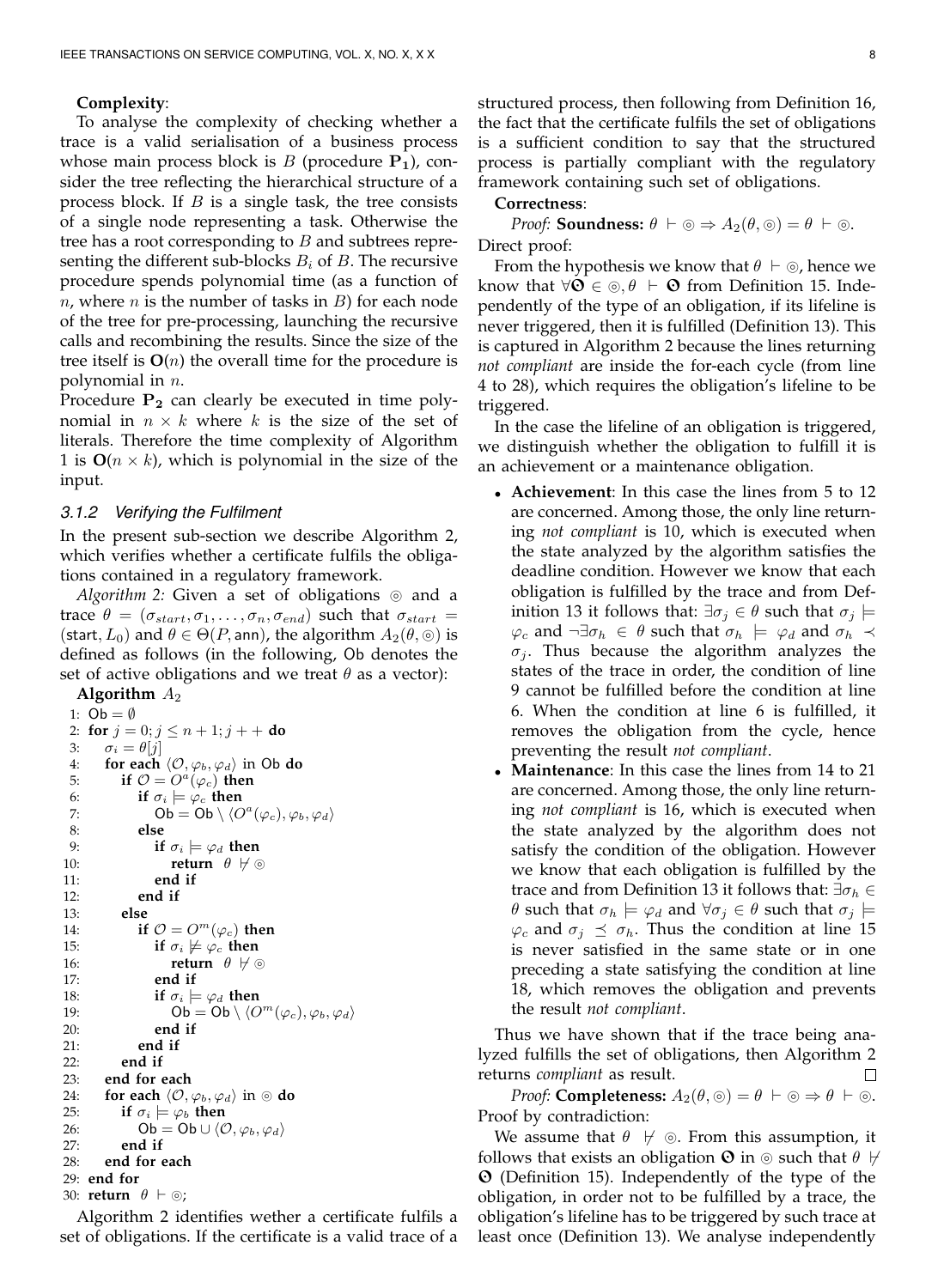**Complexity**:

To analyse the complexity of checking whether a trace is a valid serialisation of a business process whose main process block is $B$ (procedure $\mathbf{P_1}$), consider the tree reflecting the hierarchical structure of a process block. If $B$ is a single task, the tree consists of a single node representing a task. Otherwise the tree has a root corresponding to $B$ and subtrees representing the different sub-blocks $B_i$ of $B$. The recursive procedure spends polynomial time (as a function of $n$, where $n$ is the number of tasks in $B$) for each node of the tree for pre-processing, launching the recursive calls and recombining the results. Since the size of the tree itself is $\mathbf{O}(n)$ the overall time for the procedure is polynomial in $n$.

Procedure $\mathbf{P_2}$ can clearly be executed in time polynomial in $n \times k$ where $k$ is the size of the set of literals. Therefore the time complexity of Algorithm 1 is $\mathbf{O}(n \times k)$, which is polynomial in the size of the input.

### *3.1.2 Verifying the Fulfilment*

In the present sub-section we describe Algorithm 2, which verifies whether a certificate fulfils the obligations contained in a regulatory framework.

*Algorithm 2:* Given a set of obligations $\circledcirc$ and a trace $\theta = (\sigma_{start}, \sigma_1, \ldots, \sigma_n, \sigma_{end})$ such that $\sigma_{start} = (\mathsf{start}, L_0)$ and $\theta \in \Theta(P, \mathsf{ann})$, the algorithm $A_2(\theta, \circledcirc)$ is defined as follows (in the following, Ob denotes the set of active obligations and we treat $\theta$ as a vector):

**Algorithm** $A_2$

```
1:  Ob = ∅
2:  for j = 0; j ≤ n + 1; j + + do
3:     σ_i = θ[j]
4:     for each ⟨O, φ_b, φ_d⟩ in Ob do
5:        if O = O^a(φ_c) then
6:           if σ_i ⊨ φ_c then
7:              Ob = Ob \ ⟨O^a(φ_c), φ_b, φ_d⟩
8:           else
9:              if σ_i ⊨ φ_d then
10:                return θ ⊬ ◎
11:             end if
12:          end if
13:       else
14:          if O = O^m(φ_c) then
15:             if σ_i ⊭ φ_c then
16:                return θ ⊬ ◎
17:             end if
18:             if σ_i ⊨ φ_d then
19:                Ob = Ob \ ⟨O^m(φ_c), φ_b, φ_d⟩
20:             end if
21:          end if
22:       end if
23:    end for each
24:    for each ⟨O, φ_b, φ_d⟩ in ◎ do
25:       if σ_i ⊨ φ_b then
26:          Ob = Ob ∪ ⟨O, φ_b, φ_d⟩
27:       end if
28:    end for each
29: end for
30: return θ ⊢ ◎;
```

Algorithm 2 identifies wether a certificate fulfils a set of obligations. If the certificate is a valid trace of a structured process, then following from Definition 16, the fact that the certificate fulfils the set of obligations is a sufficient condition to say that the structured process is partially compliant with the regulatory framework containing such set of obligations.

**Correctness**:

*Proof:* **Soundness:** $\theta \vdash \circledcirc \Rightarrow A_2(\theta, \circledcirc) = \theta \vdash \circledcirc$. Direct proof:

From the hypothesis we know that $\theta \vdash \circledcirc$, hence we know that $\forall \mathbf{O} \in \circledcirc, \theta \vdash \mathbf{O}$ from Definition 15. Independently of the type of an obligation, if its lifeline is never triggered, then it is fulfilled (Definition 13). This is captured in Algorithm 2 because the lines returning *not compliant* are inside the for-each cycle (from line 4 to 28), which requires the obligation's lifeline to be triggered.

In the case the lifeline of an obligation is triggered, we distinguish whether the obligation to fulfill it is an achievement or a maintenance obligation.

- **Achievement**: In this case the lines from 5 to 12 are concerned. Among those, the only line returning *not compliant* is 10, which is executed when the state analyzed by the algorithm satisfies the deadline condition. However we know that each obligation is fulfilled by the trace and from Definition 13 it follows that: $\exists \sigma_j \in \theta$ such that $\sigma_j \models \varphi_c$ and $\neg \exists \sigma_h \in \theta$ such that $\sigma_h \models \varphi_d$ and $\sigma_h \prec \sigma_j$. Thus because the algorithm analyzes the states of the trace in order, the condition of line 9 cannot be fulfilled before the condition at line 6. When the condition at line 6 is fulfilled, it removes the obligation from the cycle, hence preventing the result *not compliant*.
- **Maintenance**: In this case the lines from 14 to 21 are concerned. Among those, the only line returning *not compliant* is 16, which is executed when the state analyzed by the algorithm does not satisfy the condition of the obligation. However we know that each obligation is fulfilled by the trace and from Definition 13 it follows that: $\exists \sigma_h \in \theta$ such that $\sigma_h \models \varphi_d$ and $\forall \sigma_j \in \theta$ such that $\sigma_j \models \varphi_c$ and $\sigma_j \preceq \sigma_h$. Thus the condition at line 15 is never satisfied in the same state or in one preceding a state satisfying the condition at line 18, which removes the obligation and prevents the result *not compliant*.

Thus we have shown that if the trace being analyzed fulfills the set of obligations, then Algorithm 2 returns *compliant* as result. □

*Proof:* **Completeness:** $A_2(\theta, \circledcirc) = \theta \vdash \circledcirc \Rightarrow \theta \vdash \circledcirc$. Proof by contradiction:

We assume that $\theta \nvdash \circledcirc$. From this assumption, it follows that exists an obligation $\mathbf{O}$ in $\circledcirc$ such that $\theta \nvdash \mathbf{O}$ (Definition 15). Independently of the type of the obligation, in order not to be fulfilled by a trace, the obligation's lifeline has to be triggered by such trace at least once (Definition 13). We analyse independently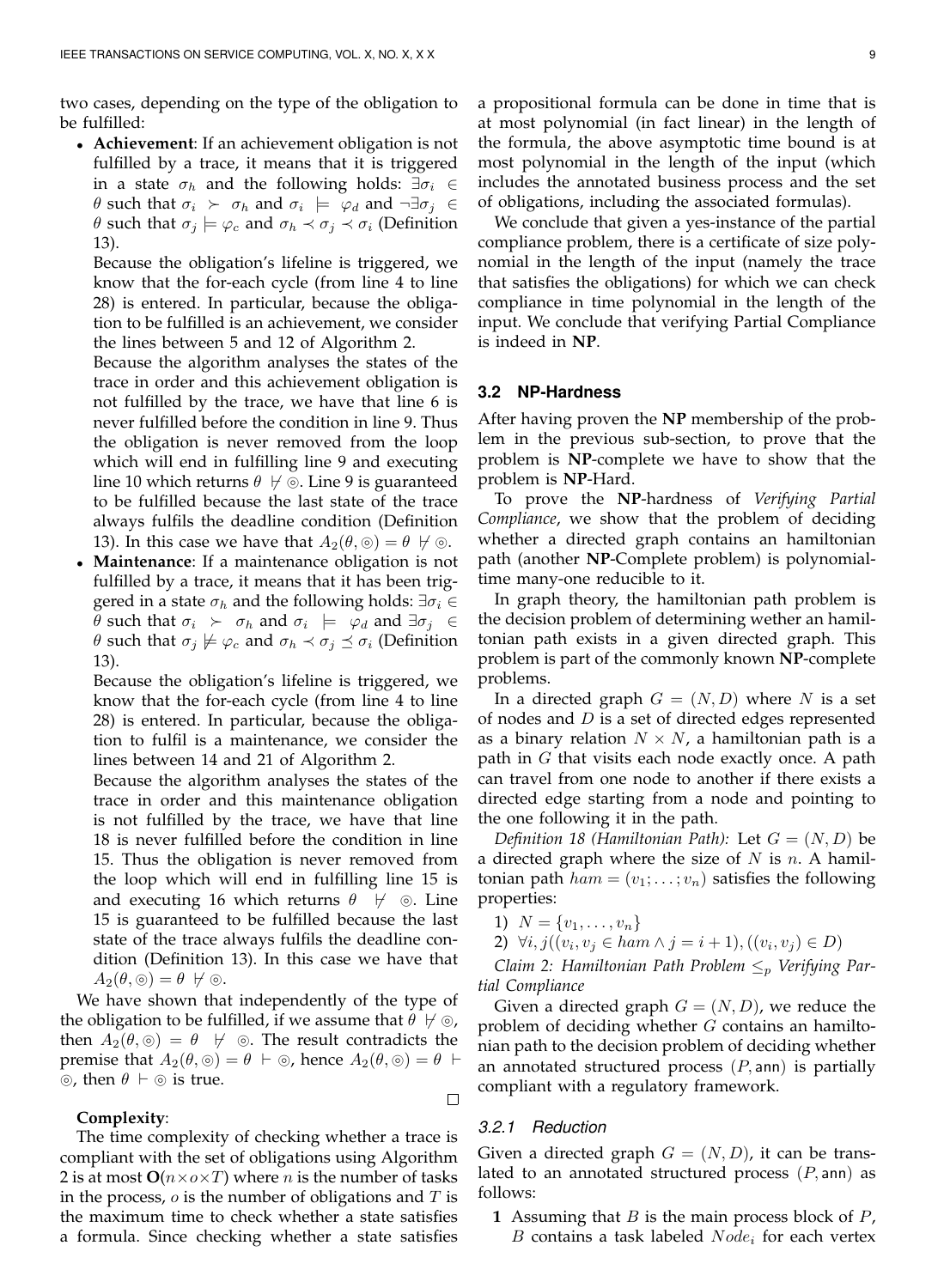two cases, depending on the type of the obligation to be fulfilled:

- **Achievement**: If an achievement obligation is not fulfilled by a trace, it means that it is triggered in a state $\sigma_h$ and the following holds: $\exists \sigma_i \in \theta$ such that $\sigma_i \succ \sigma_h$ and $\sigma_i \models \varphi_d$ and $\neg \exists \sigma_j \in \theta$ such that $\sigma_j \models \varphi_c$ and $\sigma_h \prec \sigma_j \prec \sigma_i$ (Definition 13).

  Because the obligation's lifeline is triggered, we know that the for-each cycle (from line 4 to line 28) is entered. In particular, because the obligation to be fulfilled is an achievement, we consider the lines between 5 and 12 of Algorithm 2.

  Because the algorithm analyses the states of the trace in order and this achievement obligation is not fulfilled by the trace, we have that line 6 is never fulfilled before the condition in line 9. Thus the obligation is never removed from the loop which will end in fulfilling line 9 and executing line 10 which returns $\theta \not\vdash \circledcirc$. Line 9 is guaranteed to be fulfilled because the last state of the trace always fulfils the deadline condition (Definition 13). In this case we have that $A_2(\theta, \circledcirc) = \theta \not\vdash \circledcirc$.
- **Maintenance**: If a maintenance obligation is not fulfilled by a trace, it means that it has been triggered in a state $\sigma_h$ and the following holds: $\exists \sigma_i \in \theta$ such that $\sigma_i \succ \sigma_h$ and $\sigma_i \models \varphi_d$ and $\exists \sigma_j \in \theta$ such that $\sigma_j \not\models \varphi_c$ and $\sigma_h \prec \sigma_j \preceq \sigma_i$ (Definition 13).

  Because the obligation's lifeline is triggered, we know that the for-each cycle (from line 4 to line 28) is entered. In particular, because the obligation to fulfil is a maintenance, we consider the lines between 14 and 21 of Algorithm 2.

  Because the algorithm analyses the states of the trace in order and this maintenance obligation is not fulfilled by the trace, we have that line 18 is never fulfilled before the condition in line 15. Thus the obligation is never removed from the loop which will end in fulfilling line 15 is and executing 16 which returns $\theta \not\vdash \circledcirc$. Line 15 is guaranteed to be fulfilled because the last state of the trace always fulfils the deadline condition (Definition 13). In this case we have that $A_2(\theta, \circledcirc) = \theta \not\vdash \circledcirc$.

We have shown that independently of the type of the obligation to be fulfilled, if we assume that $\theta \not\vdash \circledcirc$, then $A_2(\theta, \circledcirc) = \theta \not\vdash \circledcirc$. The result contradicts the premise that $A_2(\theta, \circledcirc) = \theta \vdash \circledcirc$, hence $A_2(\theta, \circledcirc) = \theta \vdash \circledcirc$, then $\theta \vdash \circledcirc$ is true.

□

**Complexity**:

The time complexity of checking whether a trace is compliant with the set of obligations using Algorithm 2 is at most $\mathbf{O}(n \times o \times T)$ where $n$ is the number of tasks in the process, $o$ is the number of obligations and $T$ is the maximum time to check whether a state satisfies a formula. Since checking whether a state satisfies a propositional formula can be done in time that is at most polynomial (in fact linear) in the length of the formula, the above asymptotic time bound is at most polynomial in the length of the input (which includes the annotated business process and the set of obligations, including the associated formulas).

We conclude that given a yes-instance of the partial compliance problem, there is a certificate of size polynomial in the length of the input (namely the trace that satisfies the obligations) for which we can check compliance in time polynomial in the length of the input. We conclude that verifying Partial Compliance is indeed in **NP**.

### 3.2 NP-Hardness

After having proven the **NP** membership of the problem in the previous sub-section, to prove that the problem is **NP**-complete we have to show that the problem is **NP**-Hard.

To prove the **NP**-hardness of *Verifying Partial Compliance*, we show that the problem of deciding whether a directed graph contains an hamiltonian path (another **NP**-Complete problem) is polynomial-time many-one reducible to it.

In graph theory, the hamiltonian path problem is the decision problem of determining wether an hamiltonian path exists in a given directed graph. This problem is part of the commonly known **NP**-complete problems.

In a directed graph $G = (N, D)$ where $N$ is a set of nodes and $D$ is a set of directed edges represented as a binary relation $N \times N$, a hamiltonian path is a path in $G$ that visits each node exactly once. A path can travel from one node to another if there exists a directed edge starting from a node and pointing to the one following it in the path.

*Definition 18 (Hamiltonian Path):* Let $G = (N, D)$ be a directed graph where the size of $N$ is $n$. A hamiltonian path $ham = (v_1; \ldots; v_n)$ satisfies the following properties:

1) $N = \{v_1, \ldots, v_n\}$
2) $\forall i, j((v_i, v_j \in ham \wedge j = i + 1), ((v_i, v_j) \in D)$

*Claim 2: Hamiltonian Path Problem $\leq_p$ Verifying Partial Compliance*

Given a directed graph $G = (N, D)$, we reduce the problem of deciding whether $G$ contains an hamiltonian path to the decision problem of deciding whether an annotated structured process $(P, \mathsf{ann})$ is partially compliant with a regulatory framework.

#### 3.2.1 Reduction

Given a directed graph $G = (N, D)$, it can be translated to an annotated structured process $(P, \mathsf{ann})$ as follows:

**1** Assuming that $B$ is the main process block of $P$, $B$ contains a task labeled $Node_i$ for each vertex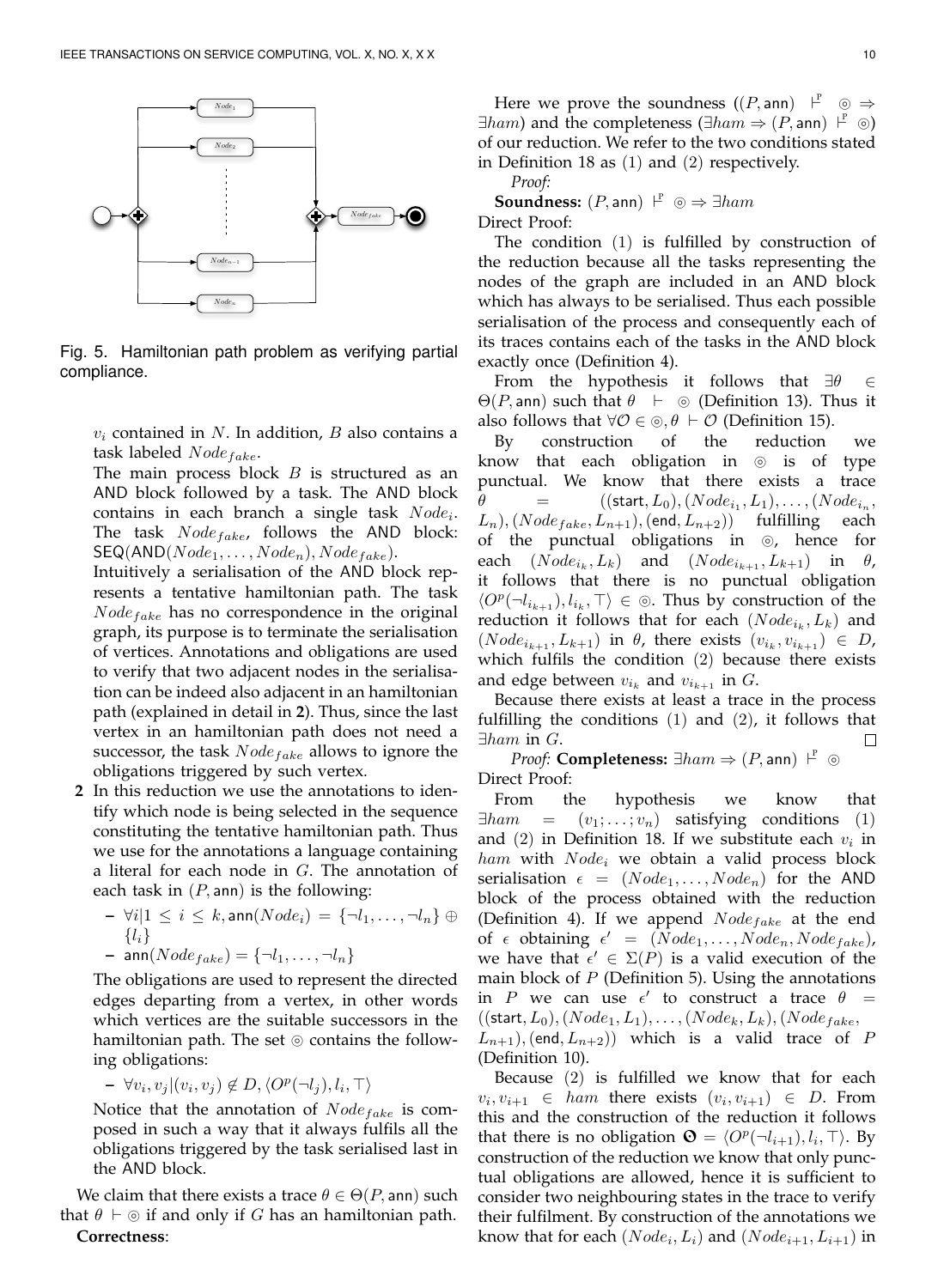Fig. 5. Hamiltonian path problem as verifying partial compliance.

$v_i$ contained in $N$. In addition, $B$ also contains a task labeled $Node_{fake}$.
The main process block $B$ is structured as an AND block followed by a task. The AND block contains in each branch a single task $Node_i$. The task $Node_{fake}$, follows the AND block: $\mathsf{SEQ}(\mathsf{AND}(Node_1, \ldots, Node_n), Node_{fake})$.
Intuitively a serialisation of the AND block represents a tentative hamiltonian path. The task $Node_{fake}$ has no correspondence in the original graph, its purpose is to terminate the serialisation of vertices. Annotations and obligations are used to verify that two adjacent nodes in the serialisation can be indeed also adjacent in an hamiltonian path (explained in detail in **2**). Thus, since the last vertex in an hamiltonian path does not need a successor, the task $Node_{fake}$ allows to ignore the obligations triggered by such vertex.

**2** In this reduction we use the annotations to identify which node is being selected in the sequence constituting the tentative hamiltonian path. Thus we use for the annotations a language containing a literal for each node in $G$. The annotation of each task in $(P, \mathsf{ann})$ is the following:

- $\forall i | 1 \leq i \leq k, \mathsf{ann}(Node_i) = \{\neg l_1, \ldots, \neg l_n\} \oplus \{l_i\}$
- $\mathsf{ann}(Node_{fake}) = \{\neg l_1, \ldots, \neg l_n\}$

The obligations are used to represent the directed edges departing from a vertex, in other words which vertices are the suitable successors in the hamiltonian path. The set $\circledcirc$ contains the following obligations:

- $\forall v_i, v_j | (v_i, v_j) \notin D, \langle O^p(\neg l_j), l_i, \top \rangle$

Notice that the annotation of $Node_{fake}$ is composed in such a way that it always fulfils all the obligations triggered by the task serialised last in the AND block.

We claim that there exists a trace $\theta \in \Theta(P, \mathsf{ann})$ such that $\theta \vdash \circledcirc$ if and only if $G$ has an hamiltonian path.

**Correctness**:

Here we prove the soundness ($(P, \mathsf{ann}) \vdash^{\mathsf{P}} \circledcirc \Rightarrow \exists ham$) and the completeness ($\exists ham \Rightarrow (P, \mathsf{ann}) \vdash^{\mathsf{P}} \circledcirc$) of our reduction. We refer to the two conditions stated in Definition 18 as (1) and (2) respectively.

*Proof:*

**Soundness:** $(P, \mathsf{ann}) \vdash^{\mathsf{P}} \circledcirc \Rightarrow \exists ham$

Direct Proof:

The condition (1) is fulfilled by construction of the reduction because all the tasks representing the nodes of the graph are included in an AND block which has always to be serialised. Thus each possible serialisation of the process and consequently each of its traces contains each of the tasks in the AND block exactly once (Definition 4).

From the hypothesis it follows that $\exists \theta \in \Theta(P, \mathsf{ann})$ such that $\theta \vdash \circledcirc$ (Definition 13). Thus it also follows that $\forall \mathcal{O} \in \circledcirc, \theta \vdash \mathcal{O}$ (Definition 15).

By construction of the reduction we know that each obligation in $\circledcirc$ is of type punctual. We know that there exists a trace $\theta = ((\mathsf{start}, L_0), (Node_{i_1}, L_1), \ldots, (Node_{i_n}, L_n), (Node_{fake}, L_{n+1}), (\mathsf{end}, L_{n+2}))$ fulfilling each of the punctual obligations in $\circledcirc$, hence for each $(Node_{i_k}, L_k)$ and $(Node_{i_{k+1}}, L_{k+1})$ in $\theta$, it follows that there is no punctual obligation $\langle O^p(\neg l_{i_{k+1}}), l_{i_k}, \top \rangle \in \circledcirc$. Thus by construction of the reduction it follows that for each $(Node_{i_k}, L_k)$ and $(Node_{i_{k+1}}, L_{k+1})$ in $\theta$, there exists $(v_{i_k}, v_{i_{k+1}}) \in D$, which fulfils the condition (2) because there exists and edge between $v_{i_k}$ and $v_{i_{k+1}}$ in $G$.

Because there exists at least a trace in the process fulfilling the conditions (1) and (2), it follows that $\exists ham$ in $G$. □

*Proof:* **Completeness:** $\exists ham \Rightarrow (P, \mathsf{ann}) \vdash^{\mathsf{P}} \circledcirc$

Direct Proof:

From the hypothesis we know that $\exists ham = (v_1; \ldots; v_n)$ satisfying conditions (1) and (2) in Definition 18. If we substitute each $v_i$ in $ham$ with $Node_i$ we obtain a valid process block serialisation $\epsilon = (Node_1, \ldots, Node_n)$ for the AND block of the process obtained with the reduction (Definition 4). If we append $Node_{fake}$ at the end of $\epsilon$ obtaining $\epsilon' = (Node_1, \ldots, Node_n, Node_{fake})$, we have that $\epsilon' \in \Sigma(P)$ is a valid execution of the main block of $P$ (Definition 5). Using the annotations in $P$ we can use $\epsilon'$ to construct a trace $\theta = ((\mathsf{start}, L_0), (Node_1, L_1), \ldots, (Node_k, L_k), (Node_{fake}, L_{n+1}), (\mathsf{end}, L_{n+2}))$ which is a valid trace of $P$ (Definition 10).

Because (2) is fulfilled we know that for each $v_i, v_{i+1} \in ham$ there exists $(v_i, v_{i+1}) \in D$. From this and the construction of the reduction it follows that there is no obligation $\mathbf{O} = \langle O^p(\neg l_{i+1}), l_i, \top \rangle$. By construction of the reduction we know that only punctual obligations are allowed, hence it is sufficient to consider two neighbouring states in the trace to verify their fulfilment. By construction of the annotations we know that for each $(Node_i, L_i)$ and $(Node_{i+1}, L_{i+1})$ in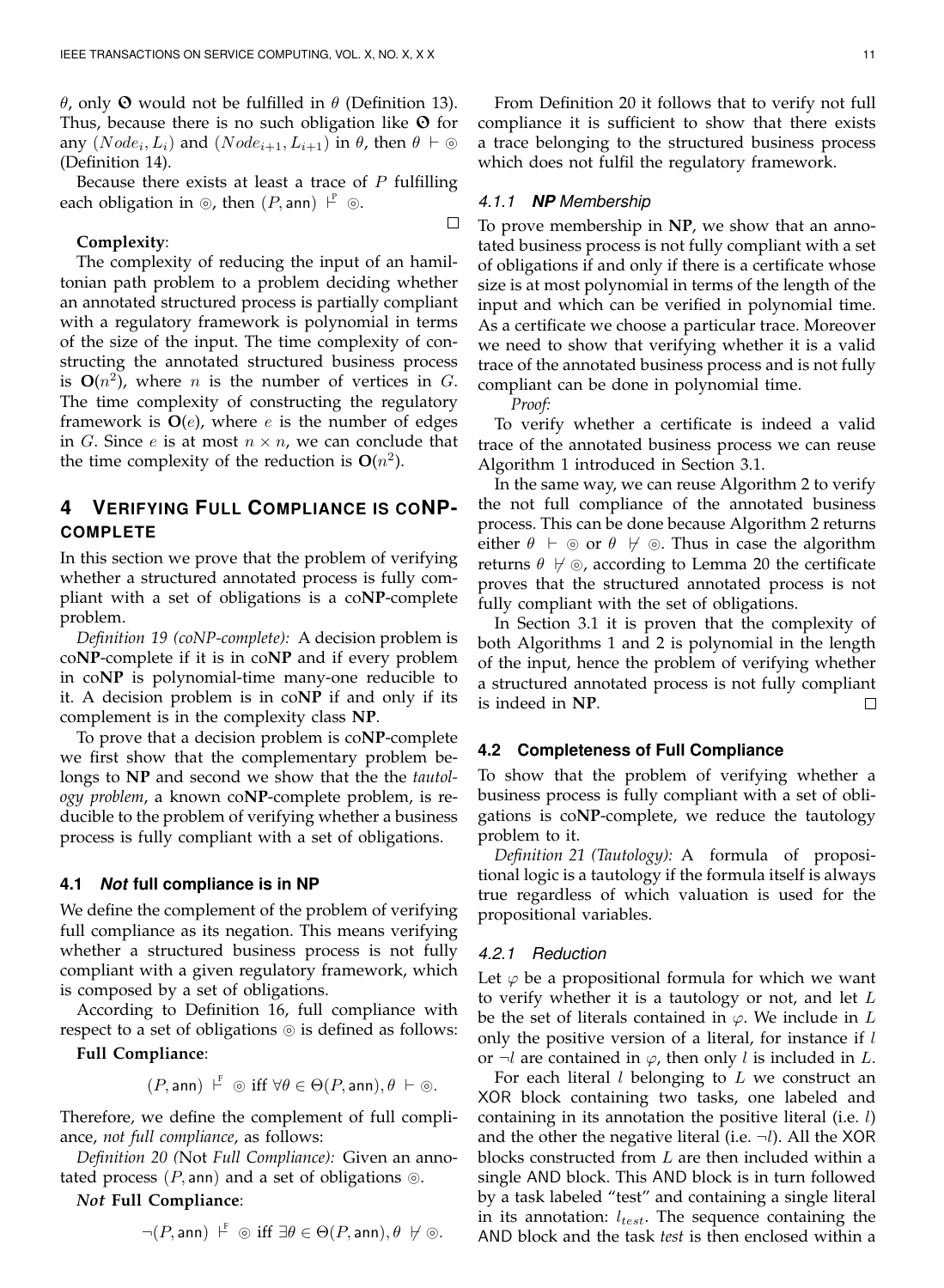$\theta$, only $\mathbf{O}$ would not be fulfilled in $\theta$ (Definition 13). Thus, because there is no such obligation like $\mathbf{O}$ for any $(Node_i, L_i)$ and $(Node_{i+1}, L_{i+1})$ in $\theta$, then $\theta \vdash \circledcirc$ (Definition 14).

Because there exists at least a trace of $P$ fulfilling each obligation in $\circledcirc$, then $(P, \mathsf{ann}) \vdash^{\mathsf{F}} \circledcirc$.

□

**Complexity**:

The complexity of reducing the input of an hamiltonian path problem to a problem deciding whether an annotated structured process is partially compliant with a regulatory framework is polynomial in terms of the size of the input. The time complexity of constructing the annotated structured business process is $\mathbf{O}(n^2)$, where $n$ is the number of vertices in $G$. The time complexity of constructing the regulatory framework is $\mathbf{O}(e)$, where $e$ is the number of edges in $G$. Since $e$ is at most $n \times n$, we can conclude that the time complexity of the reduction is $\mathbf{O}(n^2)$.

## 4 Verifying Full Compliance is coNP-complete

In this section we prove that the problem of verifying whether a structured annotated process is fully compliant with a set of obligations is co**NP**-complete problem.

*Definition 19 (coNP-complete):* A decision problem is co**NP**-complete if it is in co**NP** and if every problem in co**NP** is polynomial-time many-one reducible to it. A decision problem is in co**NP** if and only if its complement is in the complexity class **NP**.

To prove that a decision problem is co**NP**-complete we first show that the complementary problem belongs to **NP** and second we show that the the *tautology problem*, a known co**NP**-complete problem, is reducible to the problem of verifying whether a business process is fully compliant with a set of obligations.

### 4.1 *Not* full compliance is in NP

We define the complement of the problem of verifying full compliance as its negation. This means verifying whether a structured business process is not fully compliant with a given regulatory framework, which is composed by a set of obligations.

According to Definition 16, full compliance with respect to a set of obligations $\circledcirc$ is defined as follows:

**Full Compliance**:

$$(P, \mathsf{ann}) \vdash^{\mathsf{F}} \circledcirc \text{ iff } \forall \theta \in \Theta(P, \mathsf{ann}), \theta \vdash \circledcirc.$$

Therefore, we define the complement of full compliance, *not full compliance*, as follows:

*Definition 20 (*Not *Full Compliance):* Given an annotated process $(P, \mathsf{ann})$ and a set of obligations $\circledcirc$.

***Not* Full Compliance**:

$$\neg(P, \mathsf{ann}) \vdash^{\mathsf{F}} \circledcirc \text{ iff } \exists \theta \in \Theta(P, \mathsf{ann}), \theta \nvdash \circledcirc.$$

From Definition 20 it follows that to verify not full compliance it is sufficient to show that there exists a trace belonging to the structured business process which does not fulfil the regulatory framework.

#### 4.1.1 *NP Membership*

To prove membership in **NP**, we show that an annotated business process is not fully compliant with a set of obligations if and only if there is a certificate whose size is at most polynomial in terms of the length of the input and which can be verified in polynomial time. As a certificate we choose a particular trace. Moreover we need to show that verifying whether it is a valid trace of the annotated business process and is not fully compliant can be done in polynomial time.

*Proof:*

To verify whether a certificate is indeed a valid trace of the annotated business process we can reuse Algorithm 1 introduced in Section 3.1.

In the same way, we can reuse Algorithm 2 to verify the not full compliance of the annotated business process. This can be done because Algorithm 2 returns either $\theta \vdash \circledcirc$ or $\theta \nvdash \circledcirc$. Thus in case the algorithm returns $\theta \nvdash \circledcirc$, according to Lemma 20 the certificate proves that the structured annotated process is not fully compliant with the set of obligations.

In Section 3.1 it is proven that the complexity of both Algorithms 1 and 2 is polynomial in the length of the input, hence the problem of verifying whether a structured annotated process is not fully compliant is indeed in **NP**.

□

### 4.2 Completeness of Full Compliance

To show that the problem of verifying whether a business process is fully compliant with a set of obligations is co**NP**-complete, we reduce the tautology problem to it.

*Definition 21 (Tautology):* A formula of propositional logic is a tautology if the formula itself is always true regardless of which valuation is used for the propositional variables.

#### 4.2.1 *Reduction*

Let $\varphi$ be a propositional formula for which we want to verify whether it is a tautology or not, and let $L$ be the set of literals contained in $\varphi$. We include in $L$ only the positive version of a literal, for instance if $l$ or $\neg l$ are contained in $\varphi$, then only $l$ is included in $L$.

For each literal $l$ belonging to $L$ we construct an XOR block containing two tasks, one labeled and containing in its annotation the positive literal (i.e. $l$) and the other the negative literal (i.e. $\neg l$). All the XOR blocks constructed from $L$ are then included within a single AND block. This AND block is in turn followed by a task labeled "test" and containing a single literal in its annotation: $l_{test}$. The sequence containing the AND block and the task *test* is then enclosed within a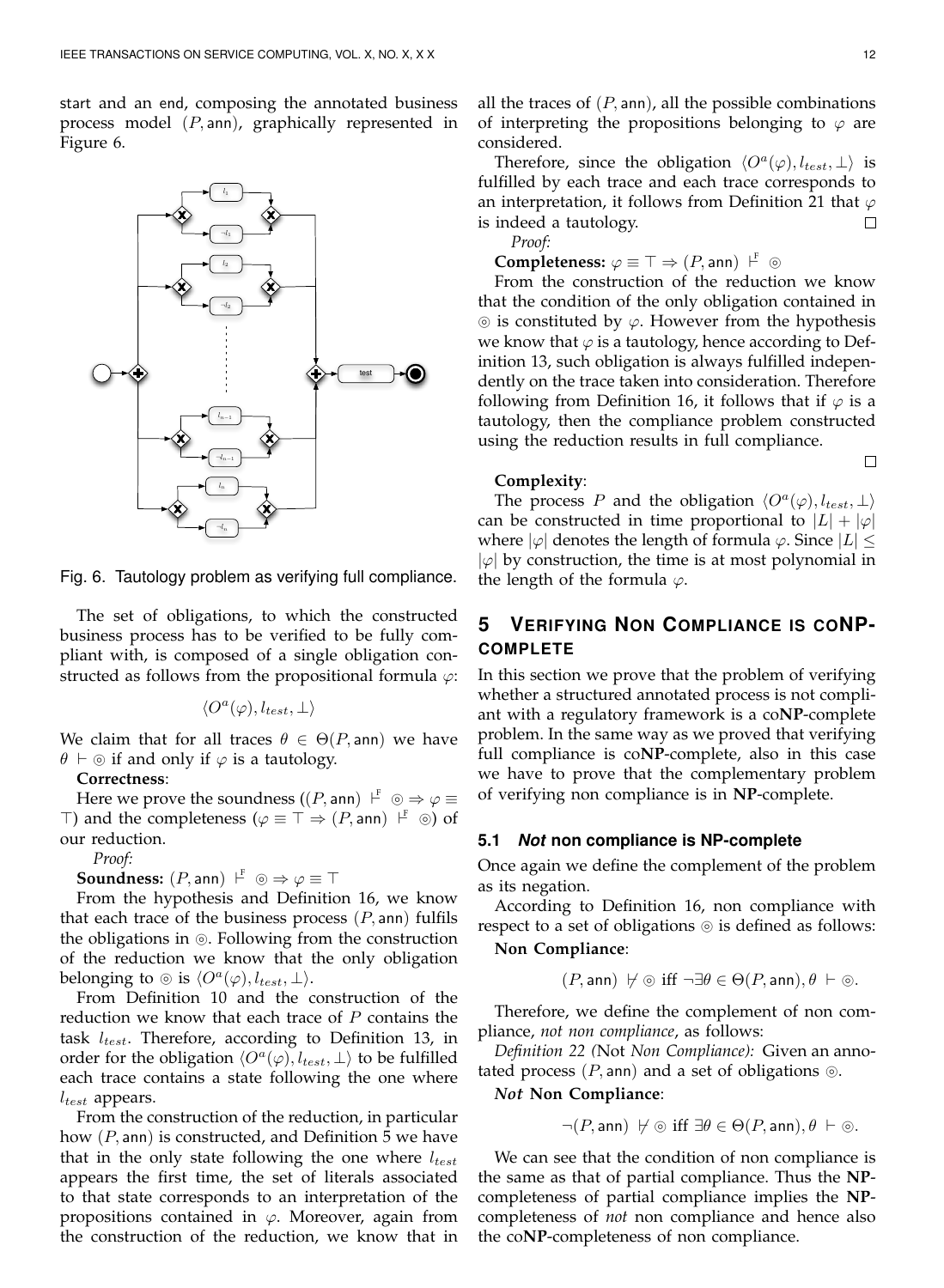start and an end, composing the annotated business process model $(P, \mathsf{ann})$, graphically represented in Figure 6.

Fig. 6. Tautology problem as verifying full compliance.

The set of obligations, to which the constructed business process has to be verified to be fully compliant with, is composed of a single obligation constructed as follows from the propositional formula $\varphi$:

$$\langle O^a(\varphi), l_{test}, \bot\rangle$$

We claim that for all traces $\theta \in \Theta(P, \mathsf{ann})$ we have $\theta \vdash \circledcirc$ if and only if $\varphi$ is a tautology.

**Correctness**:

Here we prove the soundness ($(P, \mathsf{ann}) \vdash^{\mathrm{F}} \circledcirc \Rightarrow \varphi \equiv \top$) and the completeness ($\varphi \equiv \top \Rightarrow (P, \mathsf{ann}) \vdash^{\mathrm{F}} \circledcirc$) of our reduction.

*Proof:*

**Soundness:** $(P, \mathsf{ann}) \vdash^{\mathrm{F}} \circledcirc \Rightarrow \varphi \equiv \top$

From the hypothesis and Definition 16, we know that each trace of the business process $(P, \mathsf{ann})$ fulfils the obligations in $\circledcirc$. Following from the construction of the reduction we know that the only obligation belonging to $\circledcirc$ is $\langle O^a(\varphi), l_{test}, \bot\rangle$.

From Definition 10 and the construction of the reduction we know that each trace of $P$ contains the task $l_{test}$. Therefore, according to Definition 13, in order for the obligation $\langle O^a(\varphi), l_{test}, \bot\rangle$ to be fulfilled each trace contains a state following the one where $l_{test}$ appears.

From the construction of the reduction, in particular how $(P, \mathsf{ann})$ is constructed, and Definition 5 we have that in the only state following the one where $l_{test}$ appears the first time, the set of literals associated to that state corresponds to an interpretation of the propositions contained in $\varphi$. Moreover, again from the construction of the reduction, we know that in all the traces of $(P, \mathsf{ann})$, all the possible combinations of interpreting the propositions belonging to $\varphi$ are considered.

Therefore, since the obligation $\langle O^a(\varphi), l_{test}, \bot\rangle$ is fulfilled by each trace and each trace corresponds to an interpretation, it follows from Definition 21 that $\varphi$ is indeed a tautology. □

*Proof:*

**Completeness:** $\varphi \equiv \top \Rightarrow (P, \mathsf{ann}) \vdash^{\mathrm{F}} \circledcirc$

From the construction of the reduction we know that the condition of the only obligation contained in $\circledcirc$ is constituted by $\varphi$. However from the hypothesis we know that $\varphi$ is a tautology, hence according to Definition 13, such obligation is always fulfilled independently on the trace taken into consideration. Therefore following from Definition 16, it follows that if $\varphi$ is a tautology, then the compliance problem constructed using the reduction results in full compliance.

□

**Complexity**:

The process $P$ and the obligation $\langle O^a(\varphi), l_{test}, \bot\rangle$ can be constructed in time proportional to $|L| + |\varphi|$ where $|\varphi|$ denotes the length of formula $\varphi$. Since $|L| \leq |\varphi|$ by construction, the time is at most polynomial in the length of the formula $\varphi$.

## 5 Verifying Non Compliance is coNP-complete

In this section we prove that the problem of verifying whether a structured annotated process is not compliant with a regulatory framework is a co**NP**-complete problem. In the same way as we proved that verifying full compliance is co**NP**-complete, also in this case we have to prove that the complementary problem of verifying non compliance is in **NP**-complete.

### 5.1 *Not* non compliance is NP-complete

Once again we define the complement of the problem as its negation.

According to Definition 16, non compliance with respect to a set of obligations $\circledcirc$ is defined as follows:

**Non Compliance**:

$$(P, \mathsf{ann}) \nvdash \circledcirc \text{ iff } \neg\exists\theta \in \Theta(P, \mathsf{ann}), \theta \vdash \circledcirc.$$

Therefore, we define the complement of non compliance, *not non compliance*, as follows:

*Definition 22 (*Not *Non Compliance):* Given an annotated process $(P, \mathsf{ann})$ and a set of obligations $\circledcirc$.

***Not* Non Compliance**:

$$\neg(P, \mathsf{ann}) \nvdash \circledcirc \text{ iff } \exists\theta \in \Theta(P, \mathsf{ann}), \theta \vdash \circledcirc.$$

We can see that the condition of non compliance is the same as that of partial compliance. Thus the **NP**-completeness of partial compliance implies the **NP**-completeness of *not* non compliance and hence also the co**NP**-completeness of non compliance.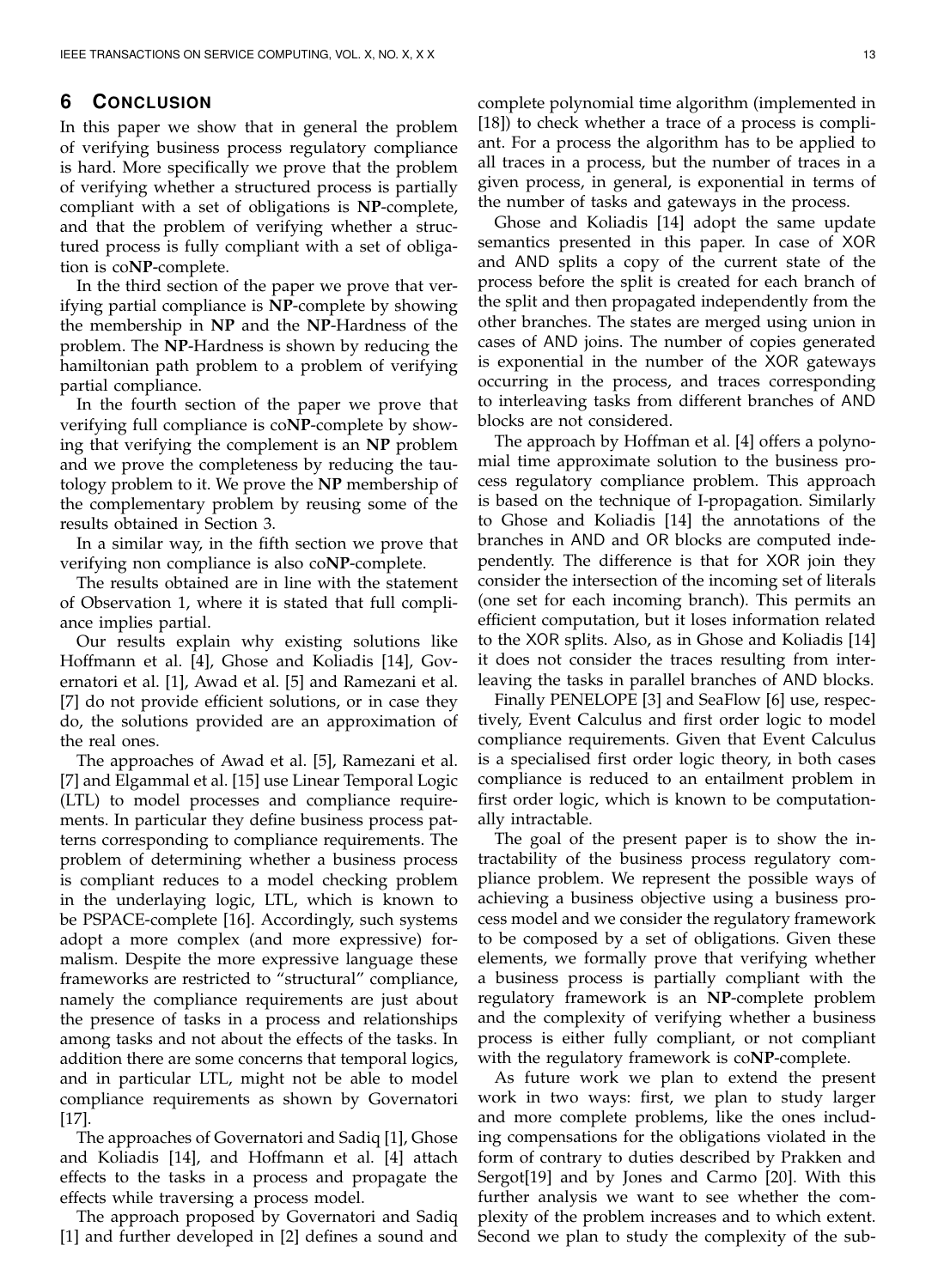## 6 Conclusion

In this paper we show that in general the problem of verifying business process regulatory compliance is hard. More specifically we prove that the problem of verifying whether a structured process is partially compliant with a set of obligations is **NP**-complete, and that the problem of verifying whether a structured process is fully compliant with a set of obligation is co**NP**-complete.

In the third section of the paper we prove that verifying partial compliance is **NP**-complete by showing the membership in **NP** and the **NP**-Hardness of the problem. The **NP**-Hardness is shown by reducing the hamiltonian path problem to a problem of verifying partial compliance.

In the fourth section of the paper we prove that verifying full compliance is co**NP**-complete by showing that verifying the complement is an **NP** problem and we prove the completeness by reducing the tautology problem to it. We prove the **NP** membership of the complementary problem by reusing some of the results obtained in Section 3.

In a similar way, in the fifth section we prove that verifying non compliance is also co**NP**-complete.

The results obtained are in line with the statement of Observation 1, where it is stated that full compliance implies partial.

Our results explain why existing solutions like Hoffmann et al. [4], Ghose and Koliadis [14], Governatori et al. [1], Awad et al. [5] and Ramezani et al. [7] do not provide efficient solutions, or in case they do, the solutions provided are an approximation of the real ones.

The approaches of Awad et al. [5], Ramezani et al. [7] and Elgammal et al. [15] use Linear Temporal Logic (LTL) to model processes and compliance requirements. In particular they define business process patterns corresponding to compliance requirements. The problem of determining whether a business process is compliant reduces to a model checking problem in the underlaying logic, LTL, which is known to be PSPACE-complete [16]. Accordingly, such systems adopt a more complex (and more expressive) formalism. Despite the more expressive language these frameworks are restricted to "structural" compliance, namely the compliance requirements are just about the presence of tasks in a process and relationships among tasks and not about the effects of the tasks. In addition there are some concerns that temporal logics, and in particular LTL, might not be able to model compliance requirements as shown by Governatori [17].

The approaches of Governatori and Sadiq [1], Ghose and Koliadis [14], and Hoffmann et al. [4] attach effects to the tasks in a process and propagate the effects while traversing a process model.

The approach proposed by Governatori and Sadiq [1] and further developed in [2] defines a sound and complete polynomial time algorithm (implemented in [18]) to check whether a trace of a process is compliant. For a process the algorithm has to be applied to all traces in a process, but the number of traces in a given process, in general, is exponential in terms of the number of tasks and gateways in the process.

Ghose and Koliadis [14] adopt the same update semantics presented in this paper. In case of XOR and AND splits a copy of the current state of the process before the split is created for each branch of the split and then propagated independently from the other branches. The states are merged using union in cases of AND joins. The number of copies generated is exponential in the number of the XOR gateways occurring in the process, and traces corresponding to interleaving tasks from different branches of AND blocks are not considered.

The approach by Hoffman et al. [4] offers a polynomial time approximate solution to the business process regulatory compliance problem. This approach is based on the technique of I-propagation. Similarly to Ghose and Koliadis [14] the annotations of the branches in AND and OR blocks are computed independently. The difference is that for XOR join they consider the intersection of the incoming set of literals (one set for each incoming branch). This permits an efficient computation, but it loses information related to the XOR splits. Also, as in Ghose and Koliadis [14] it does not consider the traces resulting from interleaving the tasks in parallel branches of AND blocks.

Finally PENELOPE [3] and SeaFlow [6] use, respectively, Event Calculus and first order logic to model compliance requirements. Given that Event Calculus is a specialised first order logic theory, in both cases compliance is reduced to an entailment problem in first order logic, which is known to be computationally intractable.

The goal of the present paper is to show the intractability of the business process regulatory compliance problem. We represent the possible ways of achieving a business objective using a business process model and we consider the regulatory framework to be composed by a set of obligations. Given these elements, we formally prove that verifying whether a business process is partially compliant with the regulatory framework is an **NP**-complete problem and the complexity of verifying whether a business process is either fully compliant, or not compliant with the regulatory framework is co**NP**-complete.

As future work we plan to extend the present work in two ways: first, we plan to study larger and more complete problems, like the ones including compensations for the obligations violated in the form of contrary to duties described by Prakken and Sergot[19] and by Jones and Carmo [20]. With this further analysis we want to see whether the complexity of the problem increases and to which extent. Second we plan to study the complexity of the sub-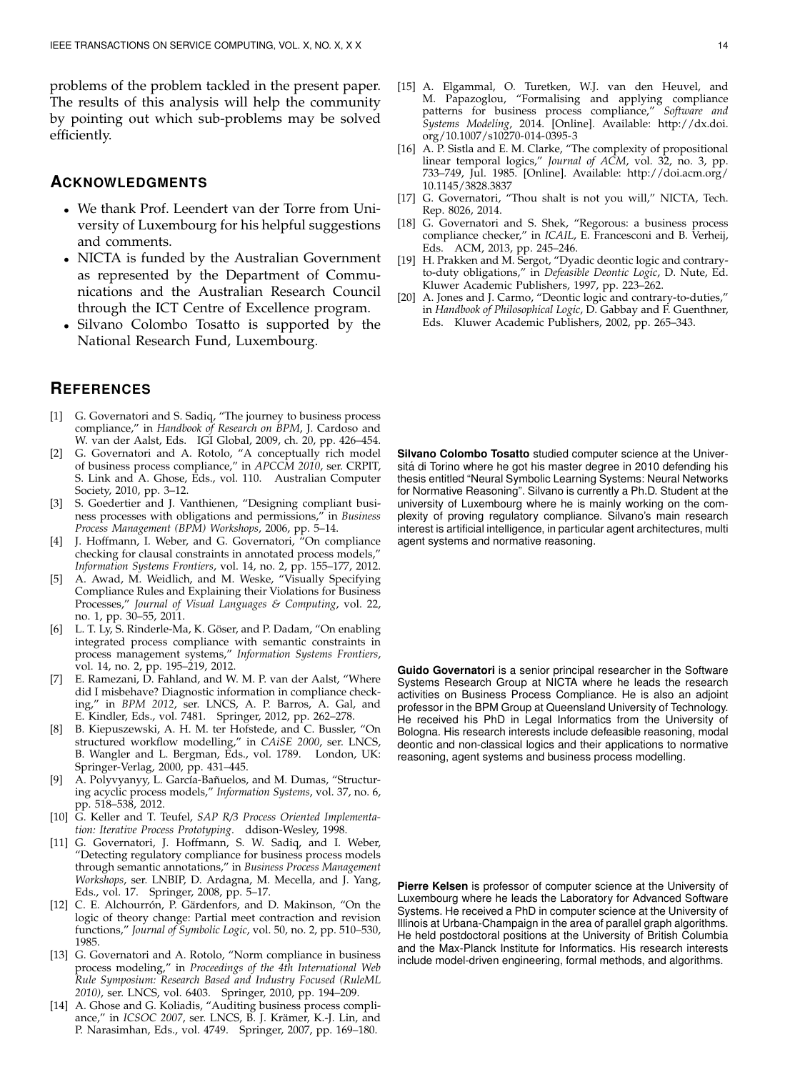problems of the problem tackled in the present paper. The results of this analysis will help the community by pointing out which sub-problems may be solved efficiently.

## Acknowledgments

- We thank Prof. Leendert van der Torre from University of Luxembourg for his helpful suggestions and comments.
- NICTA is funded by the Australian Government as represented by the Department of Communications and the Australian Research Council through the ICT Centre of Excellence program.
- Silvano Colombo Tosatto is supported by the National Research Fund, Luxembourg.

## References

[1] G. Governatori and S. Sadiq, "The journey to business process compliance," in *Handbook of Research on BPM*, J. Cardoso and W. van der Aalst, Eds. IGI Global, 2009, ch. 20, pp. 426–454.

[2] G. Governatori and A. Rotolo, "A conceptually rich model of business process compliance," in *APCCM 2010*, ser. CRPIT, S. Link and A. Ghose, Eds., vol. 110. Australian Computer Society, 2010, pp. 3–12.

[3] S. Goedertier and J. Vanthienen, "Designing compliant business processes with obligations and permissions," in *Business Process Management (BPM) Workshops*, 2006, pp. 5–14.

[4] J. Hoffmann, I. Weber, and G. Governatori, "On compliance checking for clausal constraints in annotated process models," *Information Systems Frontiers*, vol. 14, no. 2, pp. 155–177, 2012.

[5] A. Awad, M. Weidlich, and M. Weske, "Visually Specifying Compliance Rules and Explaining their Violations for Business Processes," *Journal of Visual Languages & Computing*, vol. 22, no. 1, pp. 30–55, 2011.

[6] L. T. Ly, S. Rinderle-Ma, K. Göser, and P. Dadam, "On enabling integrated process compliance with semantic constraints in process management systems," *Information Systems Frontiers*, vol. 14, no. 2, pp. 195–219, 2012.

[7] E. Ramezani, D. Fahland, and W. M. P. van der Aalst, "Where did I misbehave? Diagnostic information in compliance checking," in *BPM 2012*, ser. LNCS, A. P. Barros, A. Gal, and E. Kindler, Eds., vol. 7481. Springer, 2012, pp. 262–278.

[8] B. Kiepuszewski, A. H. M. ter Hofstede, and C. Bussler, "On structured workflow modelling," in *CAiSE 2000*, ser. LNCS, B. Wangler and L. Bergman, Eds., vol. 1789. London, UK: Springer-Verlag, 2000, pp. 431–445.

[9] A. Polyvyanyy, L. García-Bañuelos, and M. Dumas, "Structuring acyclic process models," *Information Systems*, vol. 37, no. 6, pp. 518–538, 2012.

[10] G. Keller and T. Teufel, *SAP R/3 Process Oriented Implementation: Iterative Process Prototyping*. ddison-Wesley, 1998.

[11] G. Governatori, J. Hoffmann, S. W. Sadiq, and I. Weber, "Detecting regulatory compliance for business process models through semantic annotations," in *Business Process Management Workshops*, ser. LNBIP, D. Ardagna, M. Mecella, and J. Yang, Eds., vol. 17. Springer, 2008, pp. 5–17.

[12] C. E. Alchourrón, P. Gärdenfors, and D. Makinson, "On the logic of theory change: Partial meet contraction and revision functions," *Journal of Symbolic Logic*, vol. 50, no. 2, pp. 510–530, 1985.

[13] G. Governatori and A. Rotolo, "Norm compliance in business process modeling," in *Proceedings of the 4th International Web Rule Symposium: Research Based and Industry Focused (RuleML 2010)*, ser. LNCS, vol. 6403. Springer, 2010, pp. 194–209.

[14] A. Ghose and G. Koliadis, "Auditing business process compliance," in *ICSOC 2007*, ser. LNCS, B. J. Krämer, K.-J. Lin, and P. Narasimhan, Eds., vol. 4749. Springer, 2007, pp. 169–180.

[15] A. Elgammal, O. Turetken, W.J. van den Heuvel, and M. Papazoglou, "Formalising and applying compliance patterns for business process compliance," *Software and Systems Modeling*, 2014. [Online]. Available: http://dx.doi.org/10.1007/s10270-014-0395-3

[16] A. P. Sistla and E. M. Clarke, "The complexity of propositional linear temporal logics," *Journal of ACM*, vol. 32, no. 3, pp. 733–749, Jul. 1985. [Online]. Available: http://doi.acm.org/10.1145/3828.3837

[17] G. Governatori, "Thou shalt is not you will," NICTA, Tech. Rep. 8026, 2014.

[18] G. Governatori and S. Shek, "Regorous: a business process compliance checker," in *ICAIL*, E. Francesconi and B. Verheij, Eds. ACM, 2013, pp. 245–246.

[19] H. Prakken and M. Sergot, "Dyadic deontic logic and contrary-to-duty obligations," in *Defeasible Deontic Logic*, D. Nute, Ed. Kluwer Academic Publishers, 1997, pp. 223–262.

[20] A. Jones and J. Carmo, "Deontic logic and contrary-to-duties," in *Handbook of Philosophical Logic*, D. Gabbay and F. Guenthner, Eds. Kluwer Academic Publishers, 2002, pp. 265–343.

**Silvano Colombo Tosatto** studied computer science at the Universitá di Torino where he got his master degree in 2010 defending his thesis entitled "Neural Symbolic Learning Systems: Neural Networks for Normative Reasoning". Silvano is currently a Ph.D. Student at the university of Luxembourg where he is mainly working on the complexity of proving regulatory compliance. Silvano's main research interest is artificial intelligence, in particular agent architectures, multi agent systems and normative reasoning.

**Guido Governatori** is a senior principal researcher in the Software Systems Research Group at NICTA where he leads the research activities on Business Process Compliance. He is also an adjoint professor in the BPM Group at Queensland University of Technology. He received his PhD in Legal Informatics from the University of Bologna. His research interests include defeasible reasoning, modal deontic and non-classical logics and their applications to normative reasoning, agent systems and business process modelling.

**Pierre Kelsen** is professor of computer science at the University of Luxembourg where he leads the Laboratory for Advanced Software Systems. He received a PhD in computer science at the University of Illinois at Urbana-Champaign in the area of parallel graph algorithms. He held postdoctoral positions at the University of British Columbia and the Max-Planck Institute for Informatics. His research interests include model-driven engineering, formal methods, and algorithms.